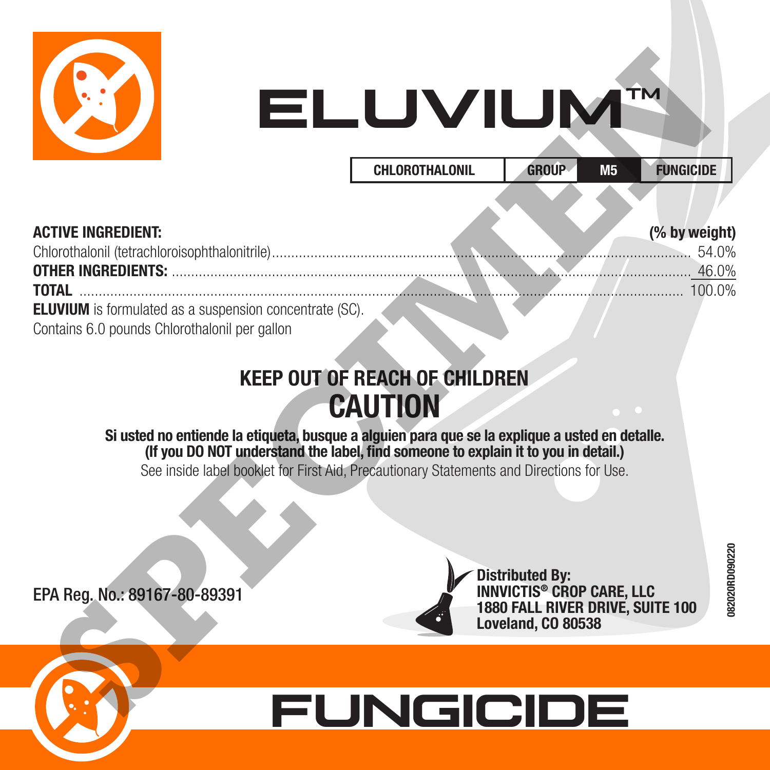# ELUVIUM™

| CHLOROTHALONIL | GROUP | M5 | FUNGICIDE |
|---|---|---|---|

| **ACTIVE INGREDIENT:** | **(% by weight)** |
|---|---|
| Chlorothalonil (tetrachloroisophthalonitrile) | 54.0% |
| **OTHER INGREDIENTS:** | 46.0% |
| **TOTAL** | 100.0% |

**ELUVIUM** is formulated as a suspension concentrate (SC).
Contains 6.0 pounds Chlorothalonil per gallon

## KEEP OUT OF REACH OF CHILDREN
## CAUTION

**Si usted no entiende la etiqueta, busque a alguien para que se la explique a usted en detalle.**
**(If you DO NOT understand the label, find someone to explain it to you in detail.)**

See inside label booklet for First Aid, Precautionary Statements and Directions for Use.

EPA Reg. No.: 89167-80-89391

**Distributed By:**
**INNVICTIS® CROP CARE, LLC**
**1880 FALL RIVER DRIVE, SUITE 100**
**Loveland, CO 80538**

082020RD090220

# FUNGICIDE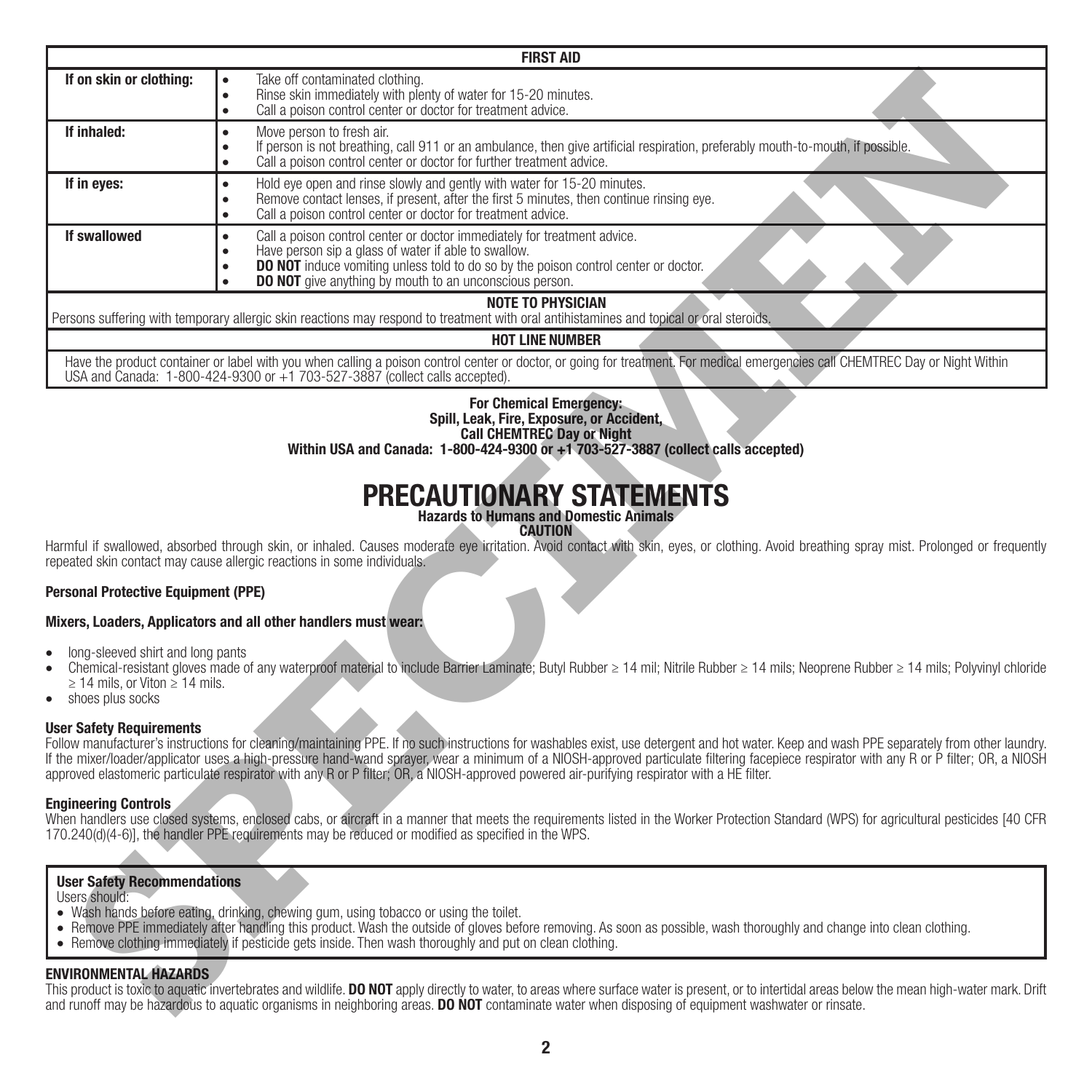| FIRST AID | |
|---|---|
| **If on skin or clothing:** | • Take off contaminated clothing.<br>• Rinse skin immediately with plenty of water for 15-20 minutes.<br>• Call a poison control center or doctor for treatment advice. |
| **If inhaled:** | • Move person to fresh air.<br>• If person is not breathing, call 911 or an ambulance, then give artificial respiration, preferably mouth-to-mouth, if possible.<br>• Call a poison control center or doctor for further treatment advice. |
| **If in eyes:** | • Hold eye open and rinse slowly and gently with water for 15-20 minutes.<br>• Remove contact lenses, if present, after the first 5 minutes, then continue rinsing eye.<br>• Call a poison control center or doctor for treatment advice. |
| **If swallowed** | • Call a poison control center or doctor immediately for treatment advice.<br>• Have person sip a glass of water if able to swallow.<br>• **DO NOT** induce vomiting unless told to do so by the poison control center or doctor.<br>• **DO NOT** give anything by mouth to an unconscious person. |
| **NOTE TO PHYSICIAN** | |
| Persons suffering with temporary allergic skin reactions may respond to treatment with oral antihistamines and topical or oral steroids. | |
| **HOT LINE NUMBER** | |
| Have the product container or label with you when calling a poison control center or doctor, or going for treatment. For medical emergencies call CHEMTREC Day or Night Within USA and Canada: 1-800-424-9300 or +1 703-527-3887 (collect calls accepted). | |

**For Chemical Emergency:**
**Spill, Leak, Fire, Exposure, or Accident,**
**Call CHEMTREC Day or Night**
**Within USA and Canada: 1-800-424-9300 or +1 703-527-3887 (collect calls accepted)**

# PRECAUTIONARY STATEMENTS

**Hazards to Humans and Domestic Animals**

**CAUTION**

Harmful if swallowed, absorbed through skin, or inhaled. Causes moderate eye irritation. Avoid contact with skin, eyes, or clothing. Avoid breathing spray mist. Prolonged or frequently repeated skin contact may cause allergic reactions in some individuals.

### Personal Protective Equipment (PPE)

**Mixers, Loaders, Applicators and all other handlers must wear:**

- long-sleeved shirt and long pants
- Chemical-resistant gloves made of any waterproof material to include Barrier Laminate; Butyl Rubber ≥ 14 mil; Nitrile Rubber ≥ 14 mils; Neoprene Rubber ≥ 14 mils; Polyvinyl chloride ≥ 14 mils, or Viton ≥ 14 mils.
- shoes plus socks

### User Safety Requirements

Follow manufacturer's instructions for cleaning/maintaining PPE. If no such instructions for washables exist, use detergent and hot water. Keep and wash PPE separately from other laundry. If the mixer/loader/applicator uses a high-pressure hand-wand sprayer, wear a minimum of a NIOSH-approved particulate filtering facepiece respirator with any R or P filter; OR, a NIOSH approved elastomeric particulate respirator with any R or P filter; OR, a NIOSH-approved powered air-purifying respirator with a HE filter.

### Engineering Controls

When handlers use closed systems, enclosed cabs, or aircraft in a manner that meets the requirements listed in the Worker Protection Standard (WPS) for agricultural pesticides [40 CFR 170.240(d)(4-6)], the handler PPE requirements may be reduced or modified as specified in the WPS.

### User Safety Recommendations

Users should:

- Wash hands before eating, drinking, chewing gum, using tobacco or using the toilet.
- Remove PPE immediately after handling this product. Wash the outside of gloves before removing. As soon as possible, wash thoroughly and change into clean clothing.
- Remove clothing immediately if pesticide gets inside. Then wash thoroughly and put on clean clothing.

### ENVIRONMENTAL HAZARDS

This product is toxic to aquatic invertebrates and wildlife. **DO NOT** apply directly to water, to areas where surface water is present, or to intertidal areas below the mean high-water mark. Drift and runoff may be hazardous to aquatic organisms in neighboring areas. **DO NOT** contaminate water when disposing of equipment washwater or rinsate.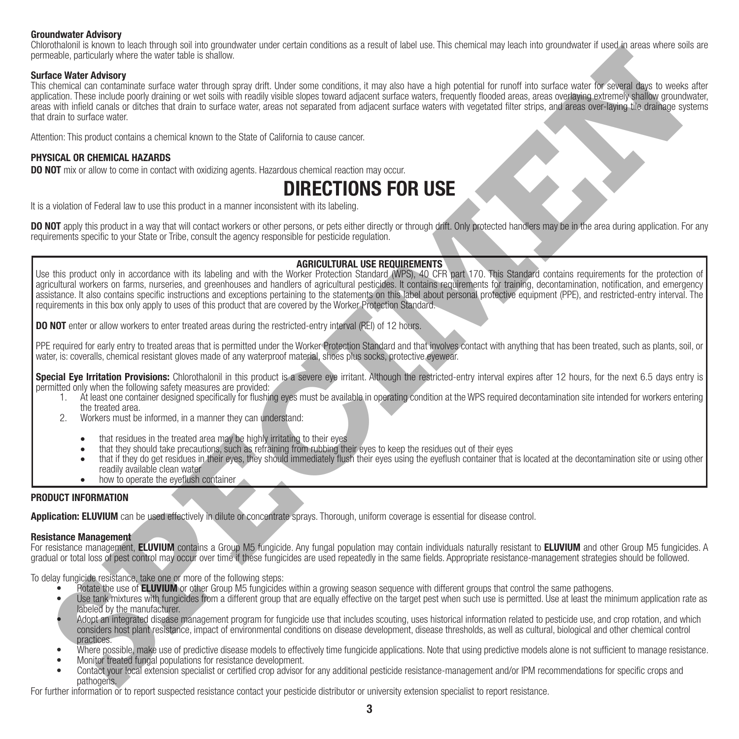#### Groundwater Advisory

Chlorothalonil is known to leach through soil into groundwater under certain conditions as a result of label use. This chemical may leach into groundwater if used in areas where soils are permeable, particularly where the water table is shallow.

#### Surface Water Advisory

This chemical can contaminate surface water through spray drift. Under some conditions, it may also have a high potential for runoff into surface water for several days to weeks after application. These include poorly draining or wet soils with readily visible slopes toward adjacent surface waters, frequently flooded areas, areas overlaying extremely shallow groundwater, areas with infield canals or ditches that drain to surface water, areas not separated from adjacent surface waters with vegetated filter strips, and areas over-laying tile drainage systems that drain to surface water.

Attention: This product contains a chemical known to the State of California to cause cancer.

#### PHYSICAL OR CHEMICAL HAZARDS

**DO NOT** mix or allow to come in contact with oxidizing agents. Hazardous chemical reaction may occur.

# DIRECTIONS FOR USE

It is a violation of Federal law to use this product in a manner inconsistent with its labeling.

**DO NOT** apply this product in a way that will contact workers or other persons, or pets either directly or through drift. Only protected handlers may be in the area during application. For any requirements specific to your State or Tribe, consult the agency responsible for pesticide regulation.

#### AGRICULTURAL USE REQUIREMENTS

Use this product only in accordance with its labeling and with the Worker Protection Standard (WPS), 40 CFR part 170. This Standard contains requirements for the protection of agricultural workers on farms, nurseries, and greenhouses and handlers of agricultural pesticides. It contains requirements for training, decontamination, notification, and emergency assistance. It also contains specific instructions and exceptions pertaining to the statements on this label about personal protective equipment (PPE), and restricted-entry interval. The requirements in this box only apply to uses of this product that are covered by the Worker Protection Standard.

**DO NOT** enter or allow workers to enter treated areas during the restricted-entry interval (REI) of 12 hours.

PPE required for early entry to treated areas that is permitted under the Worker Protection Standard and that involves contact with anything that has been treated, such as plants, soil, or water, is: coveralls, chemical resistant gloves made of any waterproof material, shoes plus socks, protective eyewear.

**Special Eye Irritation Provisions:** Chlorothalonil in this product is a severe eye irritant. Although the restricted-entry interval expires after 12 hours, for the next 6.5 days entry is permitted only when the following safety measures are provided:

1. At least one container designed specifically for flushing eyes must be available in operating condition at the WPS required decontamination site intended for workers entering the treated area.
2. Workers must be informed, in a manner they can understand:
   - that residues in the treated area may be highly irritating to their eyes
   - that they should take precautions, such as refraining from rubbing their eyes to keep the residues out of their eyes
   - that if they do get residues in their eyes, they should immediately flush their eyes using the eyeflush container that is located at the decontamination site or using other readily available clean water
   - how to operate the eyeflush container

#### PRODUCT INFORMATION

**Application: ELUVIUM** can be used effectively in dilute or concentrate sprays. Thorough, uniform coverage is essential for disease control.

#### Resistance Management

For resistance management, **ELUVIUM** contains a Group M5 fungicide. Any fungal population may contain individuals naturally resistant to **ELUVIUM** and other Group M5 fungicides. A gradual or total loss of pest control may occur over time if these fungicides are used repeatedly in the same fields. Appropriate resistance-management strategies should be followed.

To delay fungicide resistance, take one or more of the following steps:

- Rotate the use of **ELUVIUM** or other Group M5 fungicides within a growing season sequence with different groups that control the same pathogens.
- Use tank mixtures with fungicides from a different group that are equally effective on the target pest when such use is permitted. Use at least the minimum application rate as labeled by the manufacturer.
- Adopt an integrated disease management program for fungicide use that includes scouting, uses historical information related to pesticide use, and crop rotation, and which considers host plant resistance, impact of environmental conditions on disease development, disease thresholds, as well as cultural, biological and other chemical control practices.
- Where possible, make use of predictive disease models to effectively time fungicide applications. Note that using predictive models alone is not sufficient to manage resistance.
- Monitor treated fungal populations for resistance development.
- Contact your local extension specialist or certified crop advisor for any additional pesticide resistance-management and/or IPM recommendations for specific crops and pathogens.

For further information or to report suspected resistance contact your pesticide distributor or university extension specialist to report resistance.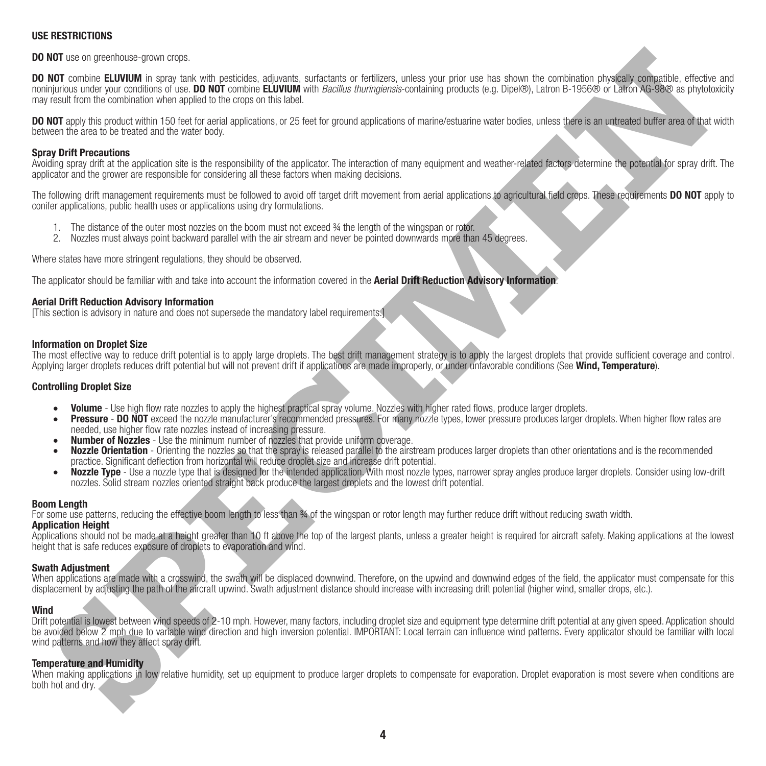## USE RESTRICTIONS

**DO NOT** use on greenhouse-grown crops.

**DO NOT** combine **ELUVIUM** in spray tank with pesticides, adjuvants, surfactants or fertilizers, unless your prior use has shown the combination physically compatible, effective and noninjurious under your conditions of use. **DO NOT** combine **ELUVIUM** with *Bacillus thuringiensis*-containing products (e.g. Dipel®), Latron B-1956® or Latron AG-98® as phytotoxicity may result from the combination when applied to the crops on this label.

**DO NOT** apply this product within 150 feet for aerial applications, or 25 feet for ground applications of marine/estuarine water bodies, unless there is an untreated buffer area of that width between the area to be treated and the water body.

### Spray Drift Precautions

Avoiding spray drift at the application site is the responsibility of the applicator. The interaction of many equipment and weather-related factors determine the potential for spray drift. The applicator and the grower are responsible for considering all these factors when making decisions.

The following drift management requirements must be followed to avoid off target drift movement from aerial applications to agricultural field crops. These requirements **DO NOT** apply to conifer applications, public health uses or applications using dry formulations.

1. The distance of the outer most nozzles on the boom must not exceed ¾ the length of the wingspan or rotor.
2. Nozzles must always point backward parallel with the air stream and never be pointed downwards more than 45 degrees.

Where states have more stringent regulations, they should be observed.

The applicator should be familiar with and take into account the information covered in the **Aerial Drift Reduction Advisory Information**.

### Aerial Drift Reduction Advisory Information

[This section is advisory in nature and does not supersede the mandatory label requirements.]

### Information on Droplet Size

The most effective way to reduce drift potential is to apply large droplets. The best drift management strategy is to apply the largest droplets that provide sufficient coverage and control. Applying larger droplets reduces drift potential but will not prevent drift if applications are made improperly, or under unfavorable conditions (See **Wind, Temperature**).

### Controlling Droplet Size

- **Volume** - Use high flow rate nozzles to apply the highest practical spray volume. Nozzles with higher rated flows, produce larger droplets.
- **Pressure** - **DO NOT** exceed the nozzle manufacturer's recommended pressures. For many nozzle types, lower pressure produces larger droplets. When higher flow rates are needed, use higher flow rate nozzles instead of increasing pressure.
- **Number of Nozzles** - Use the minimum number of nozzles that provide uniform coverage.
- **Nozzle Orientation** - Orienting the nozzles so that the spray is released parallel to the airstream produces larger droplets than other orientations and is the recommended practice. Significant deflection from horizontal will reduce droplet size and increase drift potential.
- **Nozzle Type** - Use a nozzle type that is designed for the intended application. With most nozzle types, narrower spray angles produce larger droplets. Consider using low-drift nozzles. Solid stream nozzles oriented straight back produce the largest droplets and the lowest drift potential.

### Boom Length

For some use patterns, reducing the effective boom length to less than ¾ of the wingspan or rotor length may further reduce drift without reducing swath width.

### Application Height

Applications should not be made at a height greater than 10 ft above the top of the largest plants, unless a greater height is required for aircraft safety. Making applications at the lowest height that is safe reduces exposure of droplets to evaporation and wind.

### Swath Adjustment

When applications are made with a crosswind, the swath will be displaced downwind. Therefore, on the upwind and downwind edges of the field, the applicator must compensate for this displacement by adjusting the path of the aircraft upwind. Swath adjustment distance should increase with increasing drift potential (higher wind, smaller drops, etc.).

### Wind

Drift potential is lowest between wind speeds of 2-10 mph. However, many factors, including droplet size and equipment type determine drift potential at any given speed. Application should be avoided below 2 mph due to variable wind direction and high inversion potential. IMPORTANT: Local terrain can influence wind patterns. Every applicator should be familiar with local wind patterns and how they affect spray drift.

### Temperature and Humidity

When making applications in low relative humidity, set up equipment to produce larger droplets to compensate for evaporation. Droplet evaporation is most severe when conditions are both hot and dry.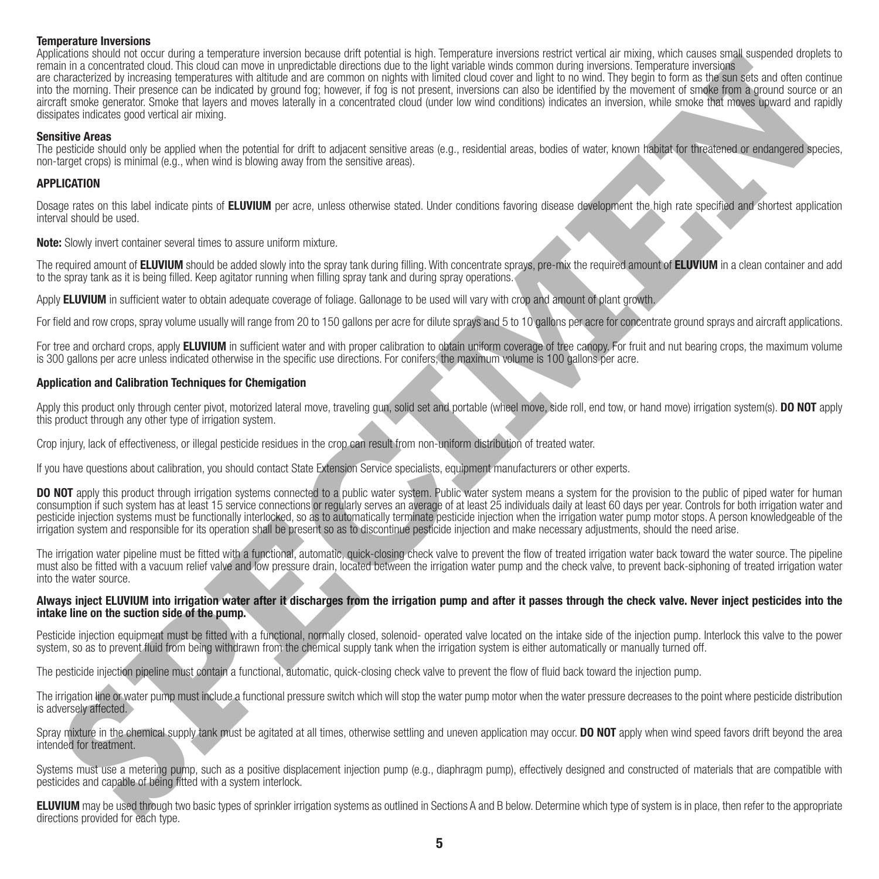**Temperature Inversions**

Applications should not occur during a temperature inversion because drift potential is high. Temperature inversions restrict vertical air mixing, which causes small suspended droplets to remain in a concentrated cloud. This cloud can move in unpredictable directions due to the light variable winds common during inversions. Temperature inversions are characterized by increasing temperatures with altitude and are common on nights with limited cloud cover and light to no wind. They begin to form as the sun sets and often continue into the morning. Their presence can be indicated by ground fog; however, if fog is not present, inversions can also be identified by the movement of smoke from a ground source or an aircraft smoke generator. Smoke that layers and moves laterally in a concentrated cloud (under low wind conditions) indicates an inversion, while smoke that moves upward and rapidly dissipates indicates good vertical air mixing.

**Sensitive Areas**

The pesticide should only be applied when the potential for drift to adjacent sensitive areas (e.g., residential areas, bodies of water, known habitat for threatened or endangered species, non-target crops) is minimal (e.g., when wind is blowing away from the sensitive areas).

## APPLICATION

Dosage rates on this label indicate pints of **ELUVIUM** per acre, unless otherwise stated. Under conditions favoring disease development the high rate specified and shortest application interval should be used.

**Note:** Slowly invert container several times to assure uniform mixture.

The required amount of **ELUVIUM** should be added slowly into the spray tank during filling. With concentrate sprays, pre-mix the required amount of **ELUVIUM** in a clean container and add to the spray tank as it is being filled. Keep agitator running when filling spray tank and during spray operations.

Apply **ELUVIUM** in sufficient water to obtain adequate coverage of foliage. Gallonage to be used will vary with crop and amount of plant growth.

For field and row crops, spray volume usually will range from 20 to 150 gallons per acre for dilute sprays and 5 to 10 gallons per acre for concentrate ground sprays and aircraft applications.

For tree and orchard crops, apply **ELUVIUM** in sufficient water and with proper calibration to obtain uniform coverage of tree canopy. For fruit and nut bearing crops, the maximum volume is 300 gallons per acre unless indicated otherwise in the specific use directions. For conifers, the maximum volume is 100 gallons per acre.

### Application and Calibration Techniques for Chemigation

Apply this product only through center pivot, motorized lateral move, traveling gun, solid set and portable (wheel move, side roll, end tow, or hand move) irrigation system(s). **DO NOT** apply this product through any other type of irrigation system.

Crop injury, lack of effectiveness, or illegal pesticide residues in the crop can result from non-uniform distribution of treated water.

If you have questions about calibration, you should contact State Extension Service specialists, equipment manufacturers or other experts.

**DO NOT** apply this product through irrigation systems connected to a public water system. Public water system means a system for the provision to the public of piped water for human consumption if such system has at least 15 service connections or regularly serves an average of at least 25 individuals daily at least 60 days per year. Controls for both irrigation water and pesticide injection systems must be functionally interlocked, so as to automatically terminate pesticide injection when the irrigation water pump motor stops. A person knowledgeable of the irrigation system and responsible for its operation shall be present so as to discontinue pesticide injection and make necessary adjustments, should the need arise.

The irrigation water pipeline must be fitted with a functional, automatic, quick-closing check valve to prevent the flow of treated irrigation water back toward the water source. The pipeline must also be fitted with a vacuum relief valve and low pressure drain, located between the irrigation water pump and the check valve, to prevent back-siphoning of treated irrigation water into the water source.

**Always inject ELUVIUM into irrigation water after it discharges from the irrigation pump and after it passes through the check valve. Never inject pesticides into the intake line on the suction side of the pump.**

Pesticide injection equipment must be fitted with a functional, normally closed, solenoid- operated valve located on the intake side of the injection pump. Interlock this valve to the power system, so as to prevent fluid from being withdrawn from the chemical supply tank when the irrigation system is either automatically or manually turned off.

The pesticide injection pipeline must contain a functional, automatic, quick-closing check valve to prevent the flow of fluid back toward the injection pump.

The irrigation line or water pump must include a functional pressure switch which will stop the water pump motor when the water pressure decreases to the point where pesticide distribution is adversely affected.

Spray mixture in the chemical supply tank must be agitated at all times, otherwise settling and uneven application may occur. **DO NOT** apply when wind speed favors drift beyond the area intended for treatment.

Systems must use a metering pump, such as a positive displacement injection pump (e.g., diaphragm pump), effectively designed and constructed of materials that are compatible with pesticides and capable of being fitted with a system interlock.

**ELUVIUM** may be used through two basic types of sprinkler irrigation systems as outlined in Sections A and B below. Determine which type of system is in place, then refer to the appropriate directions provided for each type.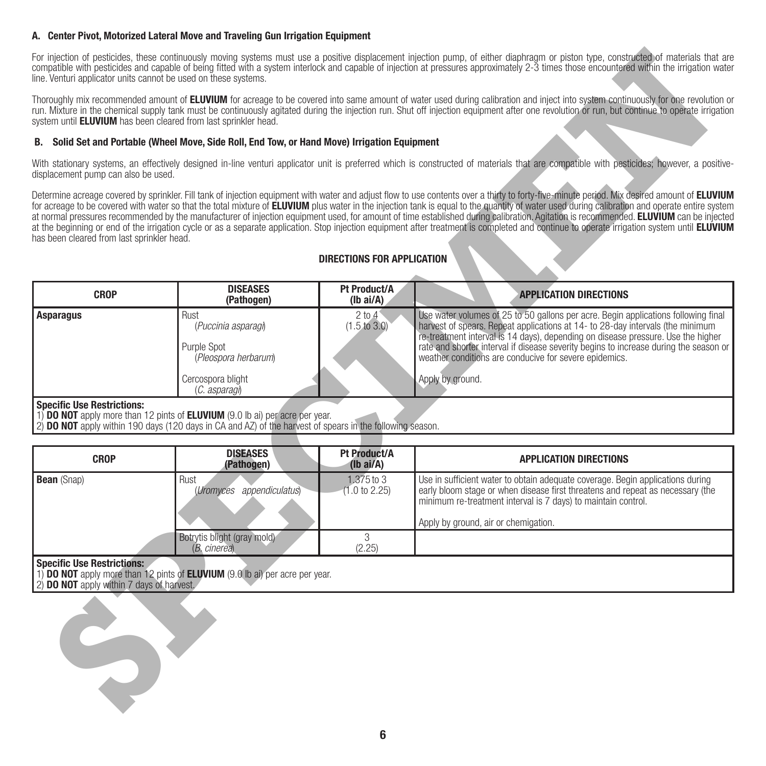#### A. Center Pivot, Motorized Lateral Move and Traveling Gun Irrigation Equipment

For injection of pesticides, these continuously moving systems must use a positive displacement injection pump, of either diaphragm or piston type, constructed of materials that are compatible with pesticides and capable of being fitted with a system interlock and capable of injection at pressures approximately 2-3 times those encountered within the irrigation water line. Venturi applicator units cannot be used on these systems.

Thoroughly mix recommended amount of **ELUVIUM** for acreage to be covered into same amount of water used during calibration and inject into system continuously for one revolution or run. Mixture in the chemical supply tank must be continuously agitated during the injection run. Shut off injection equipment after one revolution or run, but continue to operate irrigation system until **ELUVIUM** has been cleared from last sprinkler head.

#### B. Solid Set and Portable (Wheel Move, Side Roll, End Tow, or Hand Move) Irrigation Equipment

With stationary systems, an effectively designed in-line venturi applicator unit is preferred which is constructed of materials that are compatible with pesticides; however, a positive-displacement pump can also be used.

Determine acreage covered by sprinkler. Fill tank of injection equipment with water and adjust flow to use contents over a thirty to forty-five-minute period. Mix desired amount of **ELUVIUM** for acreage to be covered with water so that the total mixture of **ELUVIUM** plus water in the injection tank is equal to the quantity of water used during calibration and operate entire system at normal pressures recommended by the manufacturer of injection equipment used, for amount of time established during calibration. Agitation is recommended. **ELUVIUM** can be injected at the beginning or end of the irrigation cycle or as a separate application. Stop injection equipment after treatment is completed and continue to operate irrigation system until **ELUVIUM** has been cleared from last sprinkler head.

### DIRECTIONS FOR APPLICATION

| CROP | DISEASES (Pathogen) | Pt Product/A (lb ai/A) | APPLICATION DIRECTIONS |
|---|---|---|---|
| **Asparagus** | Rust (*Puccinia asparagi*)<br>Purple Spot (*Pleospora herbarum*)<br>Cercospora blight (*C. asparagi*) | 2 to 4 (1.5 to 3.0) | Use water volumes of 25 to 50 gallons per acre. Begin applications following final harvest of spears. Repeat applications at 14- to 28-day intervals (the minimum re-treatment interval is 14 days), depending on disease pressure. Use the higher rate and shorter interval if disease severity begins to increase during the season or weather conditions are conducive for severe epidemics.<br>Apply by ground. |

**Specific Use Restrictions:**
1) **DO NOT** apply more than 12 pints of **ELUVIUM** (9.0 lb ai) per acre per year.
2) **DO NOT** apply within 190 days (120 days in CA and AZ) of the harvest of spears in the following season.

| CROP | DISEASES (Pathogen) | Pt Product/A (lb ai/A) | APPLICATION DIRECTIONS |
|---|---|---|---|
| **Bean** (Snap) | Rust (*Uromyces appendiculatus*) | 1.375 to 3 (1.0 to 2.25) | Use in sufficient water to obtain adequate coverage. Begin applications during early bloom stage or when disease first threatens and repeat as necessary (the minimum re-treatment interval is 7 days) to maintain control.<br>Apply by ground, air or chemigation. |
| | Botrytis blight (gray mold) (*B. cinerea*) | 3 (2.25) | |

**Specific Use Restrictions:**
1) **DO NOT** apply more than 12 pints of **ELUVIUM** (9.0 lb ai) per acre per year.
2) **DO NOT** apply within 7 days of harvest.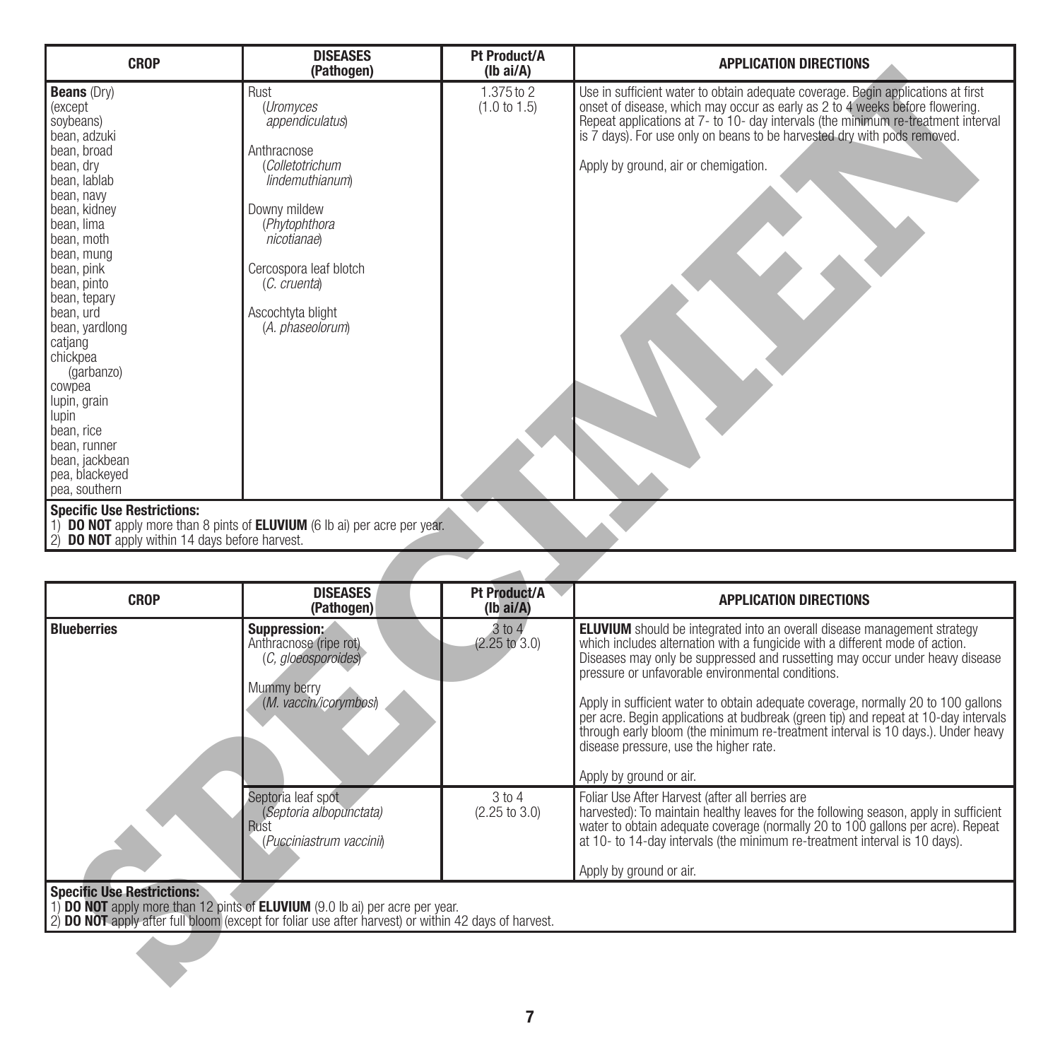| CROP | DISEASES (Pathogen) | Pt Product/A (lb ai/A) | APPLICATION DIRECTIONS |
|---|---|---|---|
| **Beans** (Dry) (except soybeans) bean, adzuki bean, broad bean, dry bean, lablab bean, navy bean, kidney bean, lima bean, moth bean, mung bean, pink bean, pinto bean, tepary bean, urd bean, yardlong catjang chickpea (garbanzo) cowpea lupin, grain lupin bean, rice bean, runner bean, jackbean pea, blackeyed pea, southern | Rust (*Uromyces appendiculatus*) Anthracnose (*Colletotrichum lindemuthianum*) Downy mildew (*Phytophthora nicotianae*) Cercospora leaf blotch (*C. cruenta*) Ascochtyta blight (*A. phaseolorum*) | 1.375 to 2 (1.0 to 1.5) | Use in sufficient water to obtain adequate coverage. Begin applications at first onset of disease, which may occur as early as 2 to 4 weeks before flowering. Repeat applications at 7- to 10- day intervals (the minimum re-treatment interval is 7 days). For use only on beans to be harvested dry with pods removed. Apply by ground, air or chemigation. |

**Specific Use Restrictions:**
1) **DO NOT** apply more than 8 pints of **ELUVIUM** (6 lb ai) per acre per year.
2) **DO NOT** apply within 14 days before harvest.

| CROP | DISEASES (Pathogen) | Pt Product/A (lb ai/A) | APPLICATION DIRECTIONS |
|---|---|---|---|
| **Blueberries** | **Suppression:** Anthracnose (ripe rot) (*C. gloeosporoides*) Mummy berry (*M. vaccin/icorymbosi*) | 3 to 4 (2.25 to 3.0) | **ELUVIUM** should be integrated into an overall disease management strategy which includes alternation with a fungicide with a different mode of action. Diseases may only be suppressed and russetting may occur under heavy disease pressure or unfavorable environmental conditions. Apply in sufficient water to obtain adequate coverage, normally 20 to 100 gallons per acre. Begin applications at budbreak (green tip) and repeat at 10-day intervals through early bloom (the minimum re-treatment interval is 10 days.). Under heavy disease pressure, use the higher rate. Apply by ground or air. |
| | Septoria leaf spot (*Septoria albopunctata*) Rust (*Pucciniastrum vaccinii*) | 3 to 4 (2.25 to 3.0) | Foliar Use After Harvest (after all berries are harvested): To maintain healthy leaves for the following season, apply in sufficient water to obtain adequate coverage (normally 20 to 100 gallons per acre). Repeat at 10- to 14-day intervals (the minimum re-treatment interval is 10 days). Apply by ground or air. |

**Specific Use Restrictions:**
1) **DO NOT** apply more than 12 pints of **ELUVIUM** (9.0 lb ai) per acre per year.
2) **DO NOT** apply after full bloom (except for foliar use after harvest) or within 42 days of harvest.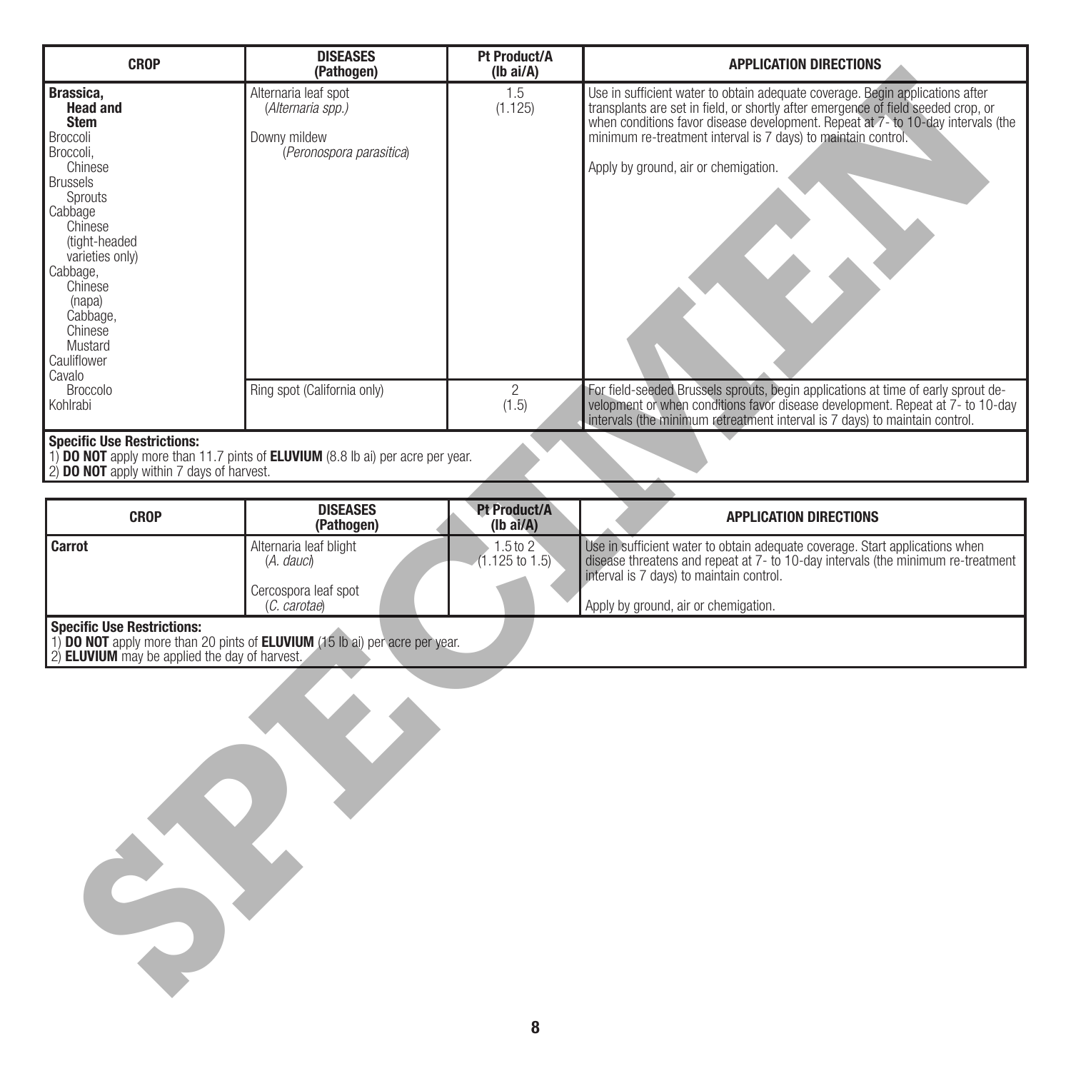| CROP | DISEASES (Pathogen) | Pt Product/A (lb ai/A) | APPLICATION DIRECTIONS |
|---|---|---|---|
| **Brassica, Head and Stem**<br>Broccoli<br>Broccoli, Chinese<br>Brussels Sprouts<br>Cabbage Chinese (tight-headed varieties only)<br>Cabbage, Chinese (napa)<br>Cabbage, Chinese Mustard<br>Cauliflower<br>Cavalo Broccolo<br>Kohlrabi | Alternaria leaf spot (*Alternaria spp.)*<br><br>Downy mildew (*Peronospora parasitica*) | 1.5<br>(1.125) | Use in sufficient water to obtain adequate coverage. Begin applications after transplants are set in field, or shortly after emergence of field seeded crop, or when conditions favor disease development. Repeat at 7- to 10-day intervals (the minimum re-treatment interval is 7 days) to maintain control.<br><br>Apply by ground, air or chemigation. |
| | Ring spot (California only) | 2<br>(1.5) | For field-seeded Brussels sprouts, begin applications at time of early sprout development or when conditions favor disease development. Repeat at 7- to 10-day intervals (the minimum retreatment interval is 7 days) to maintain control. |

**Specific Use Restrictions:**
1) **DO NOT** apply more than 11.7 pints of **ELUVIUM** (8.8 lb ai) per acre per year.
2) **DO NOT** apply within 7 days of harvest.

| CROP | DISEASES (Pathogen) | Pt Product/A (lb ai/A) | APPLICATION DIRECTIONS |
|---|---|---|---|
| **Carrot** | Alternaria leaf blight (*A. dauci*)<br><br>Cercospora leaf spot (*C. carotae*) | 1.5 to 2<br>(1.125 to 1.5) | Use in sufficient water to obtain adequate coverage. Start applications when disease threatens and repeat at 7- to 10-day intervals (the minimum re-treatment interval is 7 days) to maintain control.<br><br>Apply by ground, air or chemigation. |

**Specific Use Restrictions:**
1) **DO NOT** apply more than 20 pints of **ELUVIUM** (15 lb ai) per acre per year.
2) **ELUVIUM** may be applied the day of harvest.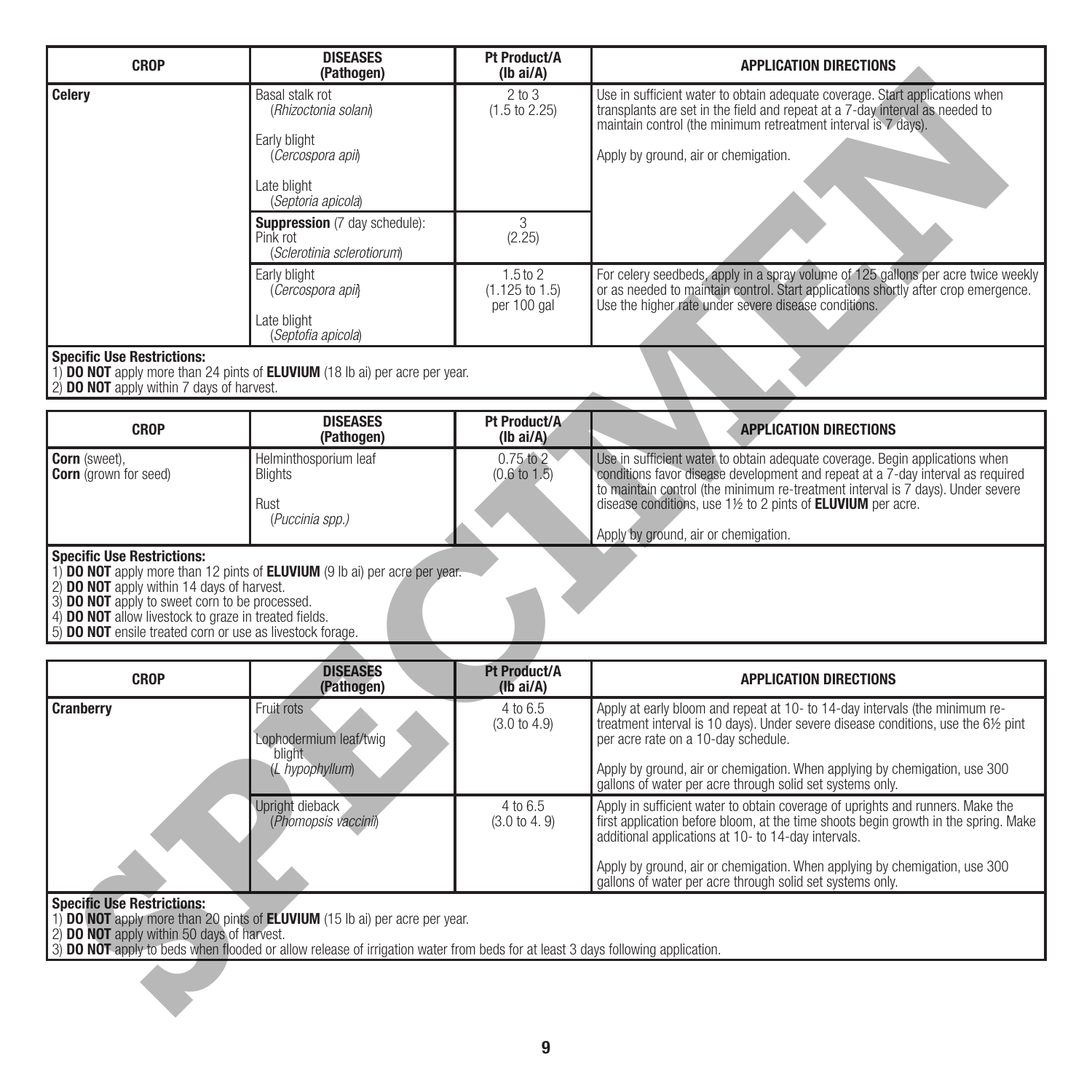| CROP | DISEASES (Pathogen) | Pt Product/A (lb ai/A) | APPLICATION DIRECTIONS |
|---|---|---|---|
| **Celery** | Basal stalk rot (*Rhizoctonia solani*)<br><br>Early blight (*Cercospora apii*)<br><br>Late blight (*Septoria apicola*) | 2 to 3 (1.5 to 2.25) | Use in sufficient water to obtain adequate coverage. Start applications when transplants are set in the field and repeat at a 7-day interval as needed to maintain control (the minimum retreatment interval is 7 days).<br><br>Apply by ground, air or chemigation. |
| | **Suppression** (7 day schedule): Pink rot (*Sclerotinia sclerotiorum*) | 3 (2.25) | |
| | Early blight (*Cercospora apii*)<br><br>Late blight (*Septofia apicola*) | 1.5 to 2 (1.125 to 1.5) per 100 gal | For celery seedbeds, apply in a spray volume of 125 gallons per acre twice weekly or as needed to maintain control. Start applications shortly after crop emergence. Use the higher rate under severe disease conditions. |

**Specific Use Restrictions:**
1) **DO NOT** apply more than 24 pints of **ELUVIUM** (18 lb ai) per acre per year.
2) **DO NOT** apply within 7 days of harvest.

| CROP | DISEASES (Pathogen) | Pt Product/A (lb ai/A) | APPLICATION DIRECTIONS |
|---|---|---|---|
| **Corn** (sweet),<br>**Corn** (grown for seed) | Helminthosporium leaf Blights<br><br>Rust (*Puccinia spp.)* | 0.75 to 2 (0.6 to 1.5) | Use in sufficient water to obtain adequate coverage. Begin applications when conditions favor disease development and repeat at a 7-day interval as required to maintain control (the minimum re-treatment interval is 7 days). Under severe disease conditions, use 1½ to 2 pints of **ELUVIUM** per acre.<br><br>Apply by ground, air or chemigation. |

**Specific Use Restrictions:**
1) **DO NOT** apply more than 12 pints of **ELUVIUM** (9 lb ai) per acre per year.
2) **DO NOT** apply within 14 days of harvest.
3) **DO NOT** apply to sweet corn to be processed.
4) **DO NOT** allow livestock to graze in treated fields.
5) **DO NOT** ensile treated corn or use as livestock forage.

| CROP | DISEASES (Pathogen) | Pt Product/A (lb ai/A) | APPLICATION DIRECTIONS |
|---|---|---|---|
| **Cranberry** | Fruit rots<br><br>Lophodermium leaf/twig blight (*L hypophyllum*) | 4 to 6.5 (3.0 to 4.9) | Apply at early bloom and repeat at 10- to 14-day intervals (the minimum re-treatment interval is 10 days). Under severe disease conditions, use the 6½ pint per acre rate on a 10-day schedule.<br><br>Apply by ground, air or chemigation. When applying by chemigation, use 300 gallons of water per acre through solid set systems only. |
| | Upright dieback (*Phomopsis vaccinii*) | 4 to 6.5 (3.0 to 4. 9) | Apply in sufficient water to obtain coverage of uprights and runners. Make the first application before bloom, at the time shoots begin growth in the spring. Make additional applications at 10- to 14-day intervals.<br><br>Apply by ground, air or chemigation. When applying by chemigation, use 300 gallons of water per acre through solid set systems only. |

**Specific Use Restrictions:**
1) **DO NOT** apply more than 20 pints of **ELUVIUM** (15 lb ai) per acre per year.
2) **DO NOT** apply within 50 days of harvest.
3) **DO NOT** apply to beds when flooded or allow release of irrigation water from beds for at least 3 days following application.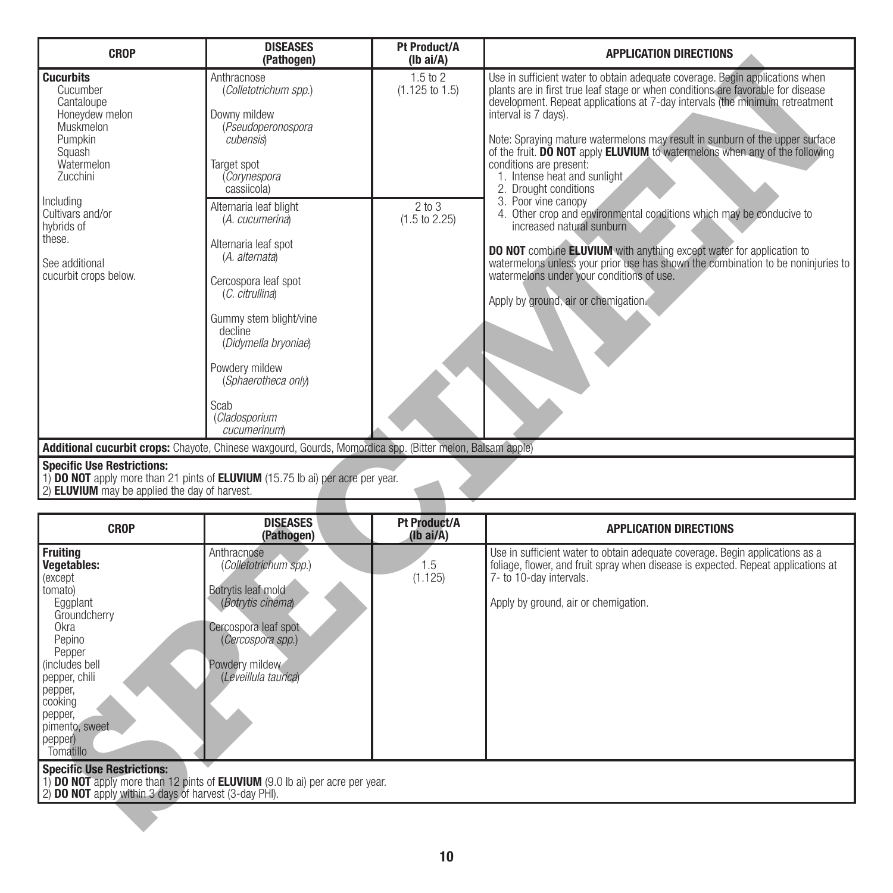| CROP | DISEASES (Pathogen) | Pt Product/A (lb ai/A) | APPLICATION DIRECTIONS |
|---|---|---|---|
| **Cucurbits**<br>Cucumber<br>Cantaloupe<br>Honeydew melon<br>Muskmelon<br>Pumpkin<br>Squash<br>Watermelon<br>Zucchini<br><br>Including Cultivars and/or hybrids of these.<br><br>See additional cucurbit crops below. | Anthracnose (*Colletotrichum spp.*)<br><br>Downy mildew (*Pseudoperonospora cubensis*)<br><br>Target spot (*Corynespora* cassiicola) | 1.5 to 2<br>(1.125 to 1.5) | Use in sufficient water to obtain adequate coverage. Begin applications when plants are in first true leaf stage or when conditions are favorable for disease development. Repeat applications at 7-day intervals (the minimum retreatment interval is 7 days).<br><br>Note: Spraying mature watermelons may result in sunburn of the upper surface of the fruit. **DO NOT** apply **ELUVIUM** to watermelons when any of the following conditions are present:<br>1. Intense heat and sunlight<br>2. Drought conditions<br>3. Poor vine canopy<br>4. Other crop and environmental conditions which may be conducive to increased natural sunburn<br><br>**DO NOT** combine **ELUVIUM** with anything except water for application to watermelons unless your prior use has shown the combination to be noninjuries to watermelons under your conditions of use.<br><br>Apply by ground, air or chemigation. |
| | Alternaria leaf blight (*A. cucumerina*)<br><br>Alternaria leaf spot (*A. alternata*)<br><br>Cercospora leaf spot (*C. citrullina*)<br><br>Gummy stem blight/vine decline (*Didymella bryoniae*)<br><br>Powdery mildew (*Sphaerotheca only*)<br><br>Scab (*Cladosporium cucumerinum*) | 2 to 3<br>(1.5 to 2.25) | |
| **Additional cucurbit crops:** Chayote, Chinese waxgourd, Gourds, Momordica spp. (Bitter melon, Balsam apple) | | | |

**Specific Use Restrictions:**
1) **DO NOT** apply more than 21 pints of **ELUVIUM** (15.75 lb ai) per acre per year.
2) **ELUVIUM** may be applied the day of harvest.

| CROP | DISEASES (Pathogen) | Pt Product/A (lb ai/A) | APPLICATION DIRECTIONS |
|---|---|---|---|
| **Fruiting Vegetables:** (except tomato)<br>Eggplant<br>Groundcherry<br>Okra<br>Pepino<br>Pepper (includes bell pepper, chili pepper, cooking pepper, pimento, sweet pepper)<br>Tomatillo | Anthracnose (*Colletotrichum spp.*)<br><br>Botrytis leaf mold (*Botrytis cinema*)<br><br>Cercospora leaf spot (*Cercospora spp.*)<br><br>Powdery mildew (*Leveillula taurica*) | 1.5<br>(1.125) | Use in sufficient water to obtain adequate coverage. Begin applications as a foliage, flower, and fruit spray when disease is expected. Repeat applications at 7- to 10-day intervals.<br><br>Apply by ground, air or chemigation. |

**Specific Use Restrictions:**
1) **DO NOT** apply more than 12 pints of **ELUVIUM** (9.0 lb ai) per acre per year.
2) **DO NOT** apply within 3 days of harvest (3-day PHI).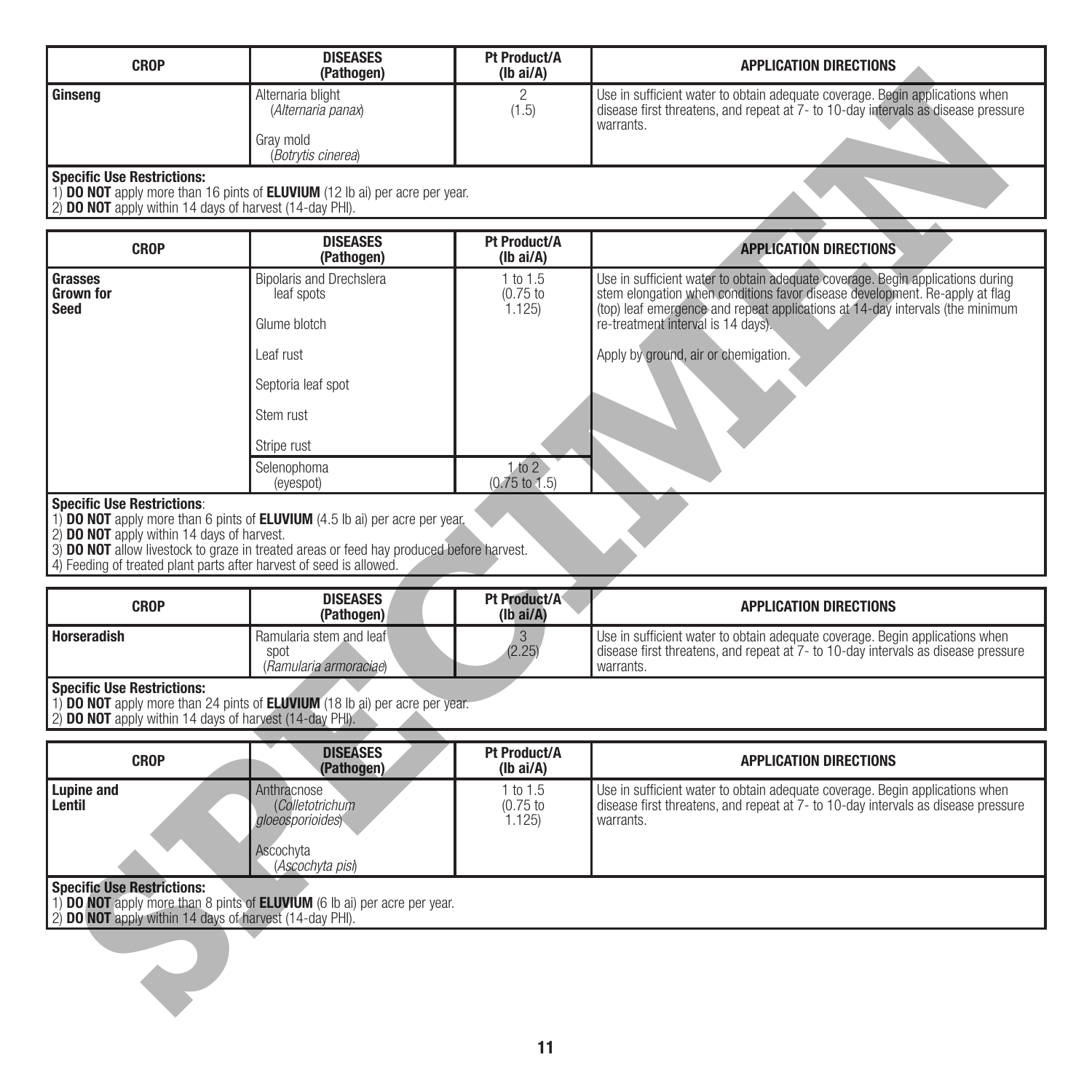| CROP | DISEASES (Pathogen) | Pt Product/A (lb ai/A) | APPLICATION DIRECTIONS |
|---|---|---|---|
| **Ginseng** | Alternaria blight (*Alternaria panax*)<br><br>Gray mold (*Botrytis cinerea*) | 2 (1.5) | Use in sufficient water to obtain adequate coverage. Begin applications when disease first threatens, and repeat at 7- to 10-day intervals as disease pressure warrants. |

**Specific Use Restrictions:**
1) **DO NOT** apply more than 16 pints of **ELUVIUM** (12 lb ai) per acre per year.
2) **DO NOT** apply within 14 days of harvest (14-day PHI).

| CROP | DISEASES (Pathogen) | Pt Product/A (lb ai/A) | APPLICATION DIRECTIONS |
|---|---|---|---|
| **Grasses Grown for Seed** | Bipolaris and Drechslera leaf spots<br><br>Glume blotch<br><br>Leaf rust<br><br>Septoria leaf spot<br><br>Stem rust<br><br>Stripe rust | 1 to 1.5 (0.75 to 1.125) | Use in sufficient water to obtain adequate coverage. Begin applications during stem elongation when conditions favor disease development. Re-apply at flag (top) leaf emergence and repeat applications at 14-day intervals (the minimum re-treatment interval is 14 days).<br><br>Apply by ground, air or chemigation. |
| | Selenophoma (eyespot) | 1 to 2 (0.75 to 1.5) | |

**Specific Use Restrictions**:
1) **DO NOT** apply more than 6 pints of **ELUVIUM** (4.5 lb ai) per acre per year.
2) **DO NOT** apply within 14 days of harvest.
3) **DO NOT** allow livestock to graze in treated areas or feed hay produced before harvest.
4) Feeding of treated plant parts after harvest of seed is allowed.

| CROP | DISEASES (Pathogen) | Pt Product/A (lb ai/A) | APPLICATION DIRECTIONS |
|---|---|---|---|
| **Horseradish** | Ramularia stem and leaf spot (*Ramularia armoraciae*) | 3 (2.25) | Use in sufficient water to obtain adequate coverage. Begin applications when disease first threatens, and repeat at 7- to 10-day intervals as disease pressure warrants. |

**Specific Use Restrictions:**
1) **DO NOT** apply more than 24 pints of **ELUVIUM** (18 lb ai) per acre per year.
2) **DO NOT** apply within 14 days of harvest (14-day PHI).

| CROP | DISEASES (Pathogen) | Pt Product/A (lb ai/A) | APPLICATION DIRECTIONS |
|---|---|---|---|
| **Lupine and Lentil** | Anthracnose (*Colletotrichum gloeosporioides*)<br><br>Ascochyta (*Ascochyta pisi*) | 1 to 1.5 (0.75 to 1.125) | Use in sufficient water to obtain adequate coverage. Begin applications when disease first threatens, and repeat at 7- to 10-day intervals as disease pressure warrants. |

**Specific Use Restrictions:**
1) **DO NOT** apply more than 8 pints of **ELUVIUM** (6 lb ai) per acre per year.
2) **DO NOT** apply within 14 days of harvest (14-day PHI).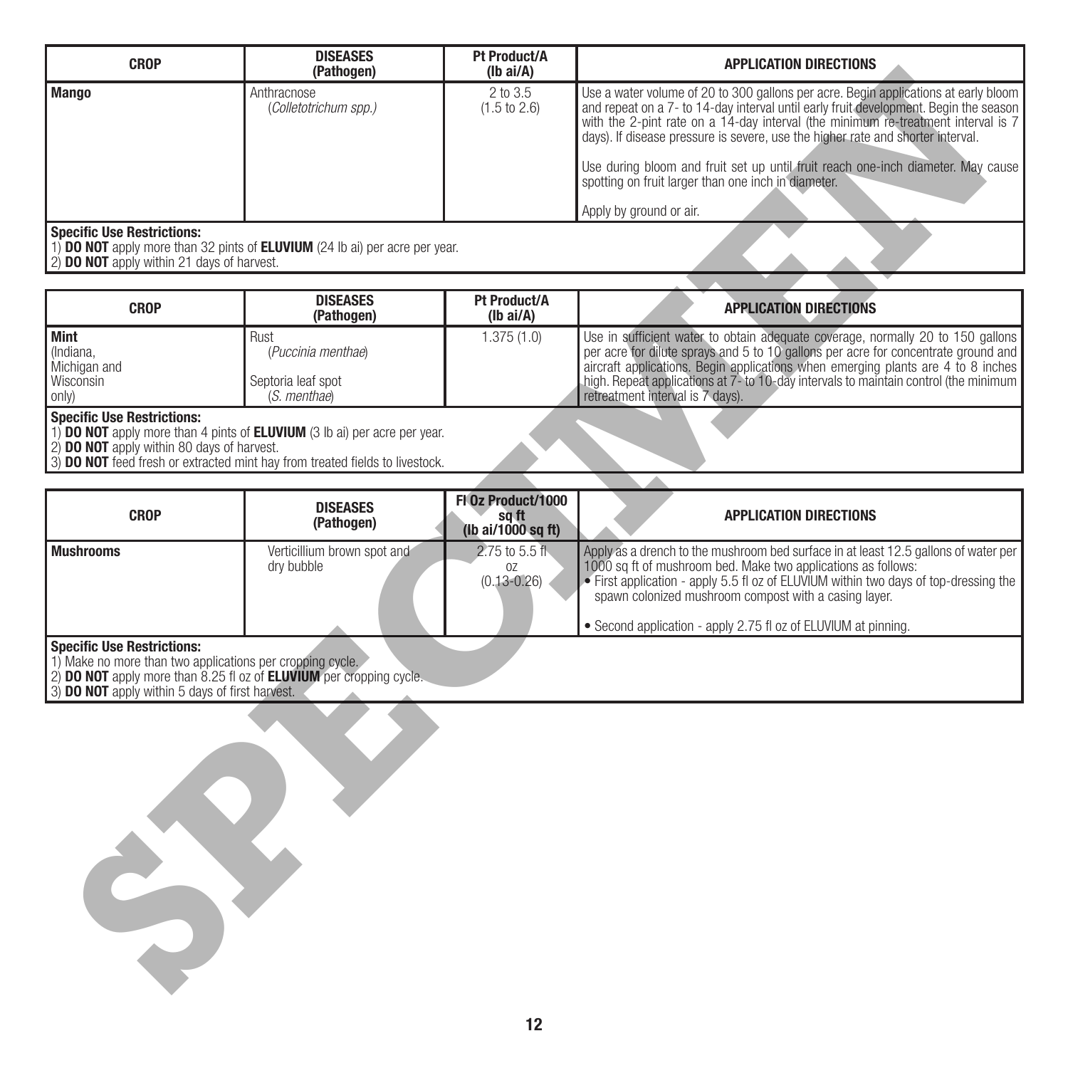| CROP | DISEASES (Pathogen) | Pt Product/A (lb ai/A) | APPLICATION DIRECTIONS |
|---|---|---|---|
| **Mango** | Anthracnose (*Colletotrichum spp.*) | 2 to 3.5 (1.5 to 2.6) | Use a water volume of 20 to 300 gallons per acre. Begin applications at early bloom and repeat on a 7- to 14-day interval until early fruit development. Begin the season with the 2-pint rate on a 14-day interval (the minimum re-treatment interval is 7 days). If disease pressure is severe, use the higher rate and shorter interval.<br><br>Use during bloom and fruit set up until fruit reach one-inch diameter. May cause spotting on fruit larger than one inch in diameter.<br><br>Apply by ground or air. |

**Specific Use Restrictions:**
1) **DO NOT** apply more than 32 pints of **ELUVIUM** (24 lb ai) per acre per year.
2) **DO NOT** apply within 21 days of harvest.

| CROP | DISEASES (Pathogen) | Pt Product/A (lb ai/A) | APPLICATION DIRECTIONS |
|---|---|---|---|
| **Mint** (Indiana, Michigan and Wisconsin only) | Rust (*Puccinia menthae*)<br><br>Septoria leaf spot (*S. menthae*) | 1.375 (1.0) | Use in sufficient water to obtain adequate coverage, normally 20 to 150 gallons per acre for dilute sprays and 5 to 10 gallons per acre for concentrate ground and aircraft applications. Begin applications when emerging plants are 4 to 8 inches high. Repeat applications at 7- to 10-day intervals to maintain control (the minimum retreatment interval is 7 days). |

**Specific Use Restrictions:**
1) **DO NOT** apply more than 4 pints of **ELUVIUM** (3 lb ai) per acre per year.
2) **DO NOT** apply within 80 days of harvest.
3) **DO NOT** feed fresh or extracted mint hay from treated fields to livestock.

| CROP | DISEASES (Pathogen) | Fl Oz Product/1000 sq ft (lb ai/1000 sq ft) | APPLICATION DIRECTIONS |
|---|---|---|---|
| **Mushrooms** | Verticillium brown spot and dry bubble | 2.75 to 5.5 fl oz (0.13-0.26) | Apply as a drench to the mushroom bed surface in at least 12.5 gallons of water per 1000 sq ft of mushroom bed. Make two applications as follows:<br>• First application - apply 5.5 fl oz of ELUVIUM within two days of top-dressing the spawn colonized mushroom compost with a casing layer.<br><br>• Second application - apply 2.75 fl oz of ELUVIUM at pinning. |

**Specific Use Restrictions:**
1) Make no more than two applications per cropping cycle.
2) **DO NOT** apply more than 8.25 fl oz of **ELUVIUM** per cropping cycle.
3) **DO NOT** apply within 5 days of first harvest.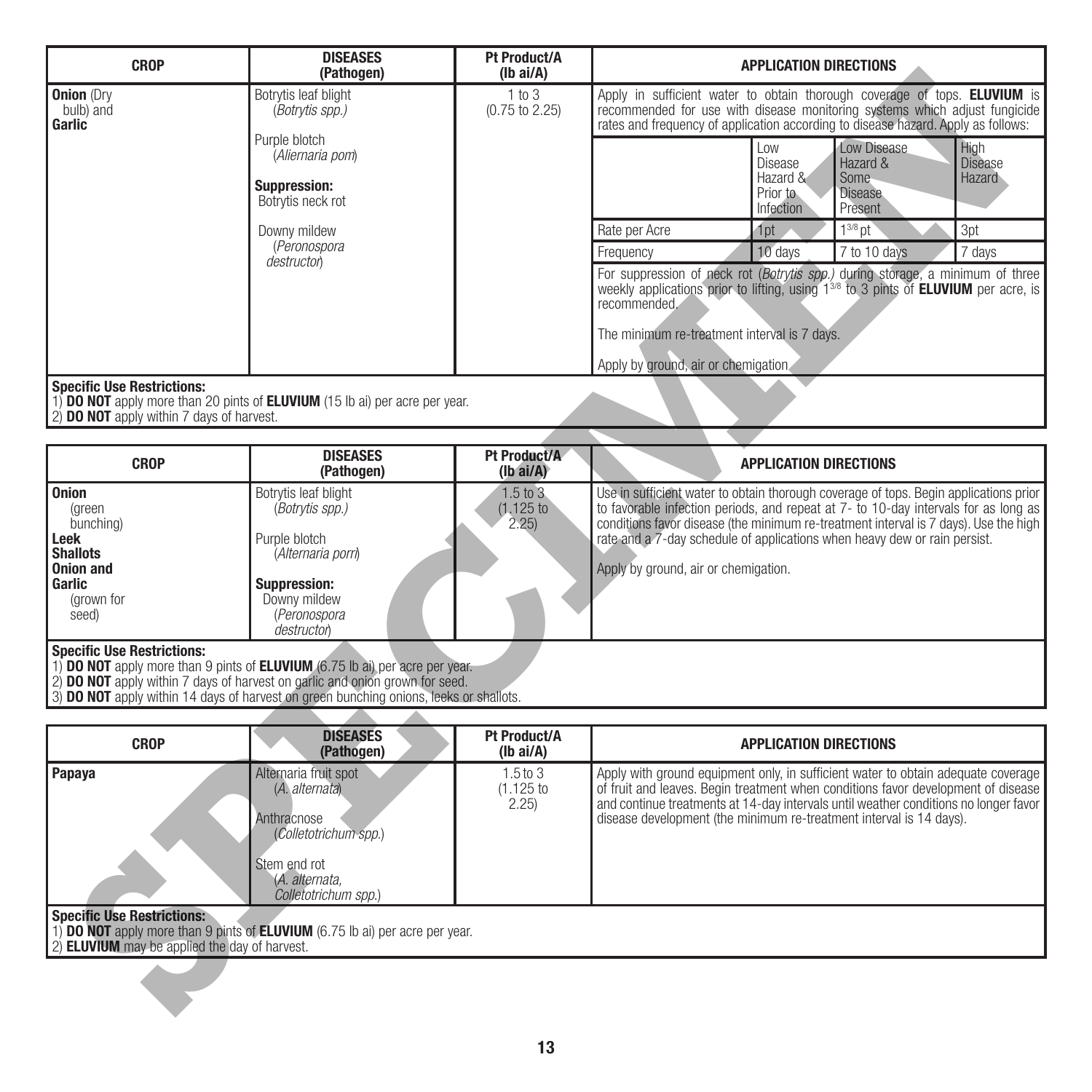| CROP | DISEASES (Pathogen) | Pt Product/A (lb ai/A) | APPLICATION DIRECTIONS |
|---|---|---|---|
| **Onion** (Dry bulb) and **Garlic** | Botrytis leaf blight (*Botrytis spp.*)<br><br>Purple blotch (*Aliernaria pom*)<br><br>**Suppression:**<br>Botrytis neck rot<br><br>Downy mildew (*Peronospora destructor*) | 1 to 3 (0.75 to 2.25) | Apply in sufficient water to obtain thorough coverage of tops. **ELUVIUM** is recommended for use with disease monitoring systems which adjust fungicide rates and frequency of application according to disease hazard. Apply as follows:<br><br>(see disease hazard table below)<br><br>For suppression of neck rot (*Botrytis spp.)* during storage, a minimum of three weekly applications prior to lifting, using 1 3/8 to 3 pints of **ELUVIUM** per acre, is recommended.<br><br>The minimum re-treatment interval is 7 days.<br><br>Apply by ground, air or chemigation. |

| | Low Disease Hazard & Prior to Infection | Low Disease Hazard & Some Disease Present | High Disease Hazard |
|---|---|---|---|
| Rate per Acre | 1pt | 1 3/8 pt | 3pt |
| Frequency | 10 days | 7 to 10 days | 7 days |

**Specific Use Restrictions:**
1) **DO NOT** apply more than 20 pints of **ELUVIUM** (15 lb ai) per acre per year.
2) **DO NOT** apply within 7 days of harvest.

| CROP | DISEASES (Pathogen) | Pt Product/A (lb ai/A) | APPLICATION DIRECTIONS |
|---|---|---|---|
| **Onion** (green bunching)<br>**Leek**<br>**Shallots**<br>**Onion and Garlic** (grown for seed) | Botrytis leaf blight (*Botrytis spp.*)<br><br>Purple blotch (*Alternaria porri*)<br><br>**Suppression:**<br>Downy mildew (*Peronospora destructor*) | 1.5 to 3 (1.125 to 2.25) | Use in sufficient water to obtain thorough coverage of tops. Begin applications prior to favorable infection periods, and repeat at 7- to 10-day intervals for as long as conditions favor disease (the minimum re-treatment interval is 7 days). Use the high rate and a 7-day schedule of applications when heavy dew or rain persist.<br><br>Apply by ground, air or chemigation. |

**Specific Use Restrictions:**
1) **DO NOT** apply more than 9 pints of **ELUVIUM** (6.75 lb ai) per acre per year.
2) **DO NOT** apply within 7 days of harvest on garlic and onion grown for seed.
3) **DO NOT** apply within 14 days of harvest on green bunching onions, leeks or shallots.

| CROP | DISEASES (Pathogen) | Pt Product/A (lb ai/A) | APPLICATION DIRECTIONS |
|---|---|---|---|
| **Papaya** | Alternaria fruit spot (*A. alternata*)<br><br>Anthracnose (*Colletotrichum spp.*)<br><br>Stem end rot (*A. alternata, Colletotrichum spp.*) | 1.5 to 3 (1.125 to 2.25) | Apply with ground equipment only, in sufficient water to obtain adequate coverage of fruit and leaves. Begin treatment when conditions favor development of disease and continue treatments at 14-day intervals until weather conditions no longer favor disease development (the minimum re-treatment interval is 14 days). |

**Specific Use Restrictions:**
1) **DO NOT** apply more than 9 pints of **ELUVIUM** (6.75 lb ai) per acre per year.
2) **ELUVIUM** may be applied the day of harvest.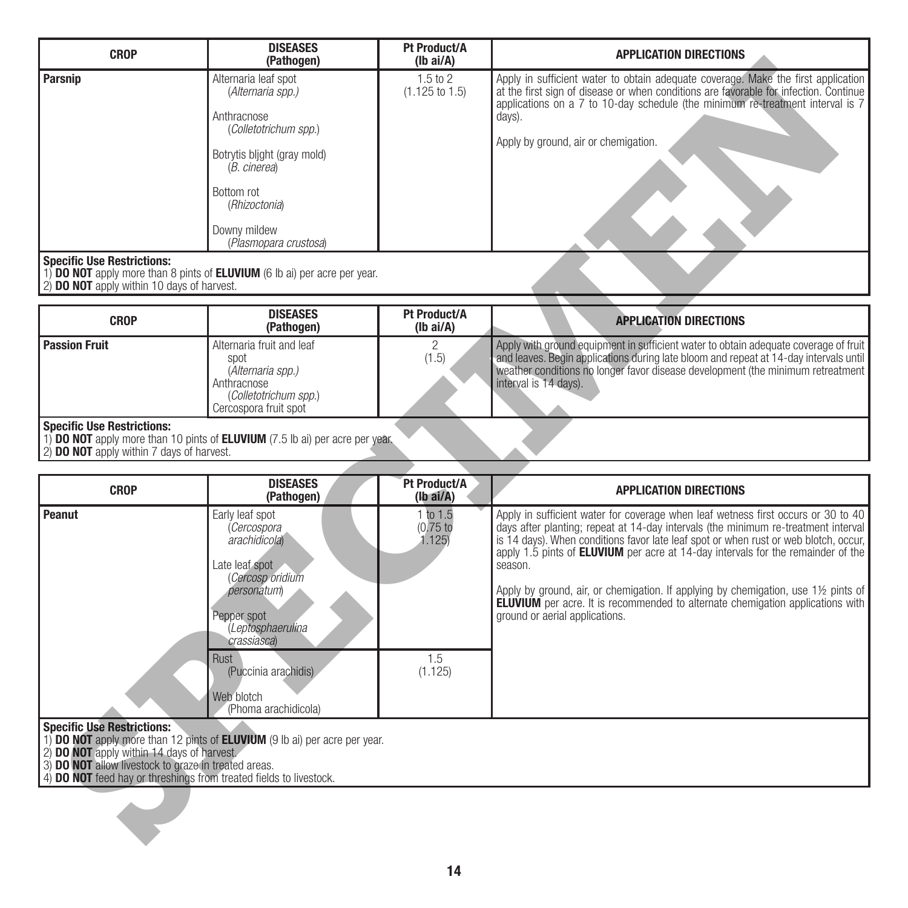| CROP | DISEASES (Pathogen) | Pt Product/A (lb ai/A) | APPLICATION DIRECTIONS |
|---|---|---|---|
| **Parsnip** | Alternaria leaf spot (*Alternaria spp.*)<br><br>Anthracnose (*Colletotrichum spp.*)<br><br>Botrytis blight (gray mold) (*B. cinerea*)<br><br>Bottom rot (*Rhizoctonia*)<br><br>Downy mildew (*Plasmopara crustosa*) | 1.5 to 2 (1.125 to 1.5) | Apply in sufficient water to obtain adequate coverage. Make the first application at the first sign of disease or when conditions are favorable for infection. Continue applications on a 7 to 10-day schedule (the minimum re-treatment interval is 7 days).<br><br>Apply by ground, air or chemigation. |

**Specific Use Restrictions:**
1) **DO NOT** apply more than 8 pints of **ELUVIUM** (6 lb ai) per acre per year.
2) **DO NOT** apply within 10 days of harvest.

| CROP | DISEASES (Pathogen) | Pt Product/A (lb ai/A) | APPLICATION DIRECTIONS |
|---|---|---|---|
| **Passion Fruit** | Alternaria fruit and leaf spot (*Alternaria spp.*)<br>Anthracnose (*Colletotrichum spp.*)<br>Cercospora fruit spot | 2 (1.5) | Apply with ground equipment in sufficient water to obtain adequate coverage of fruit and leaves. Begin applications during late bloom and repeat at 14-day intervals until weather conditions no longer favor disease development (the minimum retreatment interval is 14 days). |

**Specific Use Restrictions:**
1) **DO NOT** apply more than 10 pints of **ELUVIUM** (7.5 lb ai) per acre per year.
2) **DO NOT** apply within 7 days of harvest.

| CROP | DISEASES (Pathogen) | Pt Product/A (lb ai/A) | APPLICATION DIRECTIONS |
|---|---|---|---|
| **Peanut** | Early leaf spot (*Cercospora arachidicola*)<br><br>Late leaf spot (*Cercosp oridium personatum*)<br><br>Pepper spot (*Leptosphaerulina crassiasca*) | 1 to 1.5 (0.75 to 1.125) | Apply in sufficient water for coverage when leaf wetness first occurs or 30 to 40 days after planting; repeat at 14-day intervals (the minimum re-treatment interval is 14 days). When conditions favor late leaf spot or when rust or web blotch, occur, apply 1.5 pints of **ELUVIUM** per acre at 14-day intervals for the remainder of the season.<br><br>Apply by ground, air, or chemigation. If applying by chemigation, use 1½ pints of **ELUVIUM** per acre. It is recommended to alternate chemigation applications with ground or aerial applications. |
| | Rust (Puccinia arachidis)<br><br>Web blotch (Phoma arachidicola) | 1.5 (1.125) | |

**Specific Use Restrictions:**
1) **DO NOT** apply more than 12 pints of **ELUVIUM** (9 lb ai) per acre per year.
2) **DO NOT** apply within 14 days of harvest.
3) **DO NOT** allow livestock to graze in treated areas.
4) **DO NOT** feed hay or threshings from treated fields to livestock.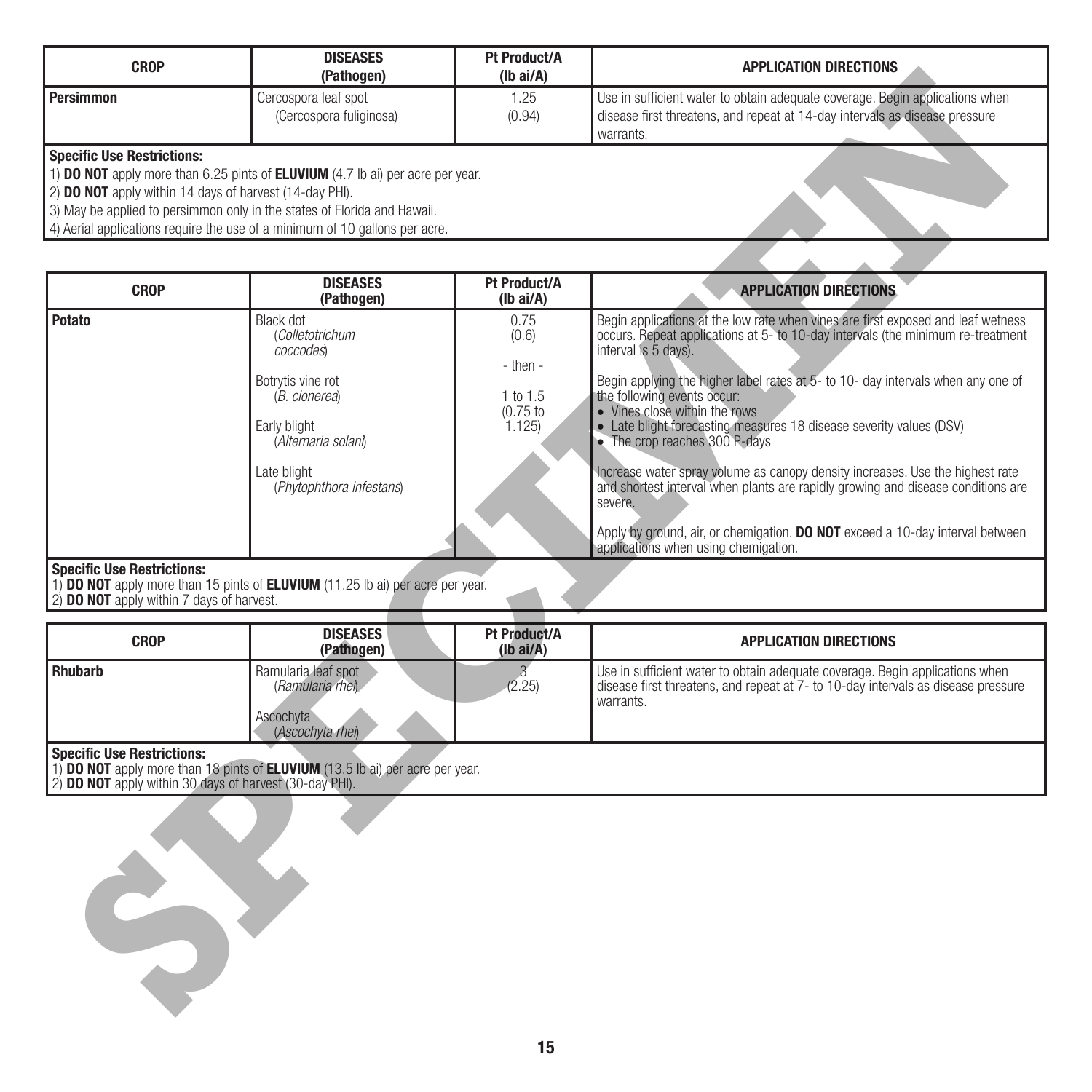| CROP | DISEASES (Pathogen) | Pt Product/A (lb ai/A) | APPLICATION DIRECTIONS |
|---|---|---|---|
| **Persimmon** | Cercospora leaf spot (Cercospora fuliginosa) | 1.25 (0.94) | Use in sufficient water to obtain adequate coverage. Begin applications when disease first threatens, and repeat at 14-day intervals as disease pressure warrants. |

**Specific Use Restrictions:**
1) **DO NOT** apply more than 6.25 pints of **ELUVIUM** (4.7 lb ai) per acre per year.
2) **DO NOT** apply within 14 days of harvest (14-day PHI).
3) May be applied to persimmon only in the states of Florida and Hawaii.
4) Aerial applications require the use of a minimum of 10 gallons per acre.

| CROP | DISEASES (Pathogen) | Pt Product/A (lb ai/A) | APPLICATION DIRECTIONS |
|---|---|---|---|
| **Potato** | Black dot (*Colletotrichum coccodes*)<br><br>Botrytis vine rot (*B. cionerea*)<br><br>Early blight (*Alternaria solani*)<br><br>Late blight (*Phytophthora infestans*) | 0.75 (0.6)<br><br>- then -<br><br>1 to 1.5 (0.75 to 1.125) | Begin applications at the low rate when vines are first exposed and leaf wetness occurs. Repeat applications at 5- to 10-day intervals (the minimum re-treatment interval is 5 days).<br><br>Begin applying the higher label rates at 5- to 10- day intervals when any one of the following events occur:<br>• Vines close within the rows<br>• Late blight forecasting measures 18 disease severity values (DSV)<br>• The crop reaches 300 P-days<br><br>Increase water spray volume as canopy density increases. Use the highest rate and shortest interval when plants are rapidly growing and disease conditions are severe.<br><br>Apply by ground, air, or chemigation. **DO NOT** exceed a 10-day interval between applications when using chemigation. |

**Specific Use Restrictions:**
1) **DO NOT** apply more than 15 pints of **ELUVIUM** (11.25 lb ai) per acre per year.
2) **DO NOT** apply within 7 days of harvest.

| CROP | DISEASES (Pathogen) | Pt Product/A (lb ai/A) | APPLICATION DIRECTIONS |
|---|---|---|---|
| **Rhubarb** | Ramularia leaf spot (*Ramularia rhei*)<br><br>Ascochyta (*Ascochyta rhei*) | 3 (2.25) | Use in sufficient water to obtain adequate coverage. Begin applications when disease first threatens, and repeat at 7- to 10-day intervals as disease pressure warrants. |

**Specific Use Restrictions:**
1) **DO NOT** apply more than 18 pints of **ELUVIUM** (13.5 lb ai) per acre per year.
2) **DO NOT** apply within 30 days of harvest (30-day PHI).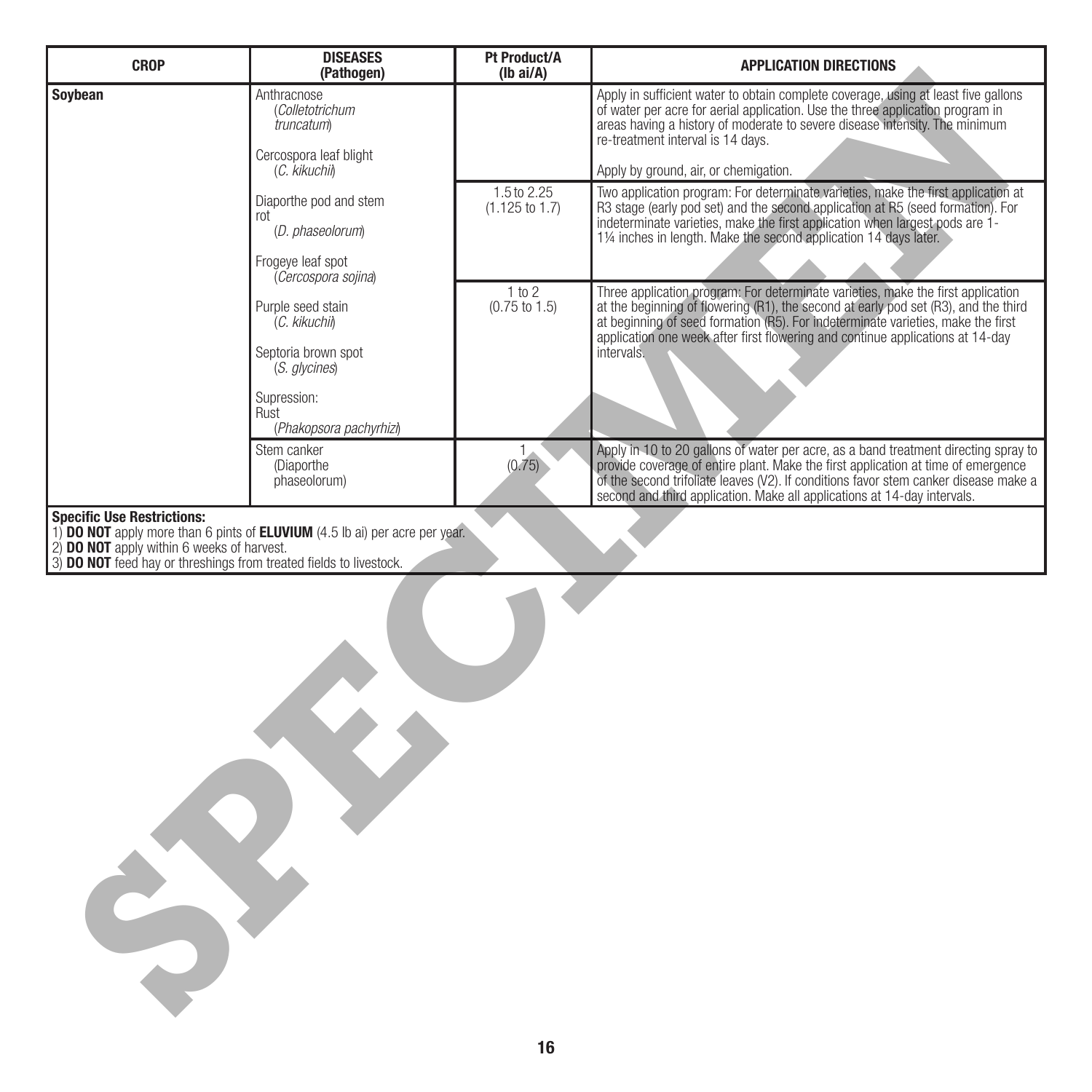| CROP | DISEASES (Pathogen) | Pt Product/A (lb ai/A) | APPLICATION DIRECTIONS |
|---|---|---|---|
| **Soybean** | Anthracnose (*Colletotrichum truncatum*)<br><br>Cercospora leaf blight (*C. kikuchii*)<br><br>Diaporthe pod and stem rot (*D. phaseolorum*)<br><br>Frogeye leaf spot (*Cercospora sojina*)<br><br>Purple seed stain (*C. kikuchii*)<br><br>Septoria brown spot (*S. glycines*)<br><br>Supression:<br>Rust (*Phakopsora pachyrhizi*) | | Apply in sufficient water to obtain complete coverage, using at least five gallons of water per acre for aerial application. Use the three application program in areas having a history of moderate to severe disease intensity. The minimum re-treatment interval is 14 days.<br><br>Apply by ground, air, or chemigation. |
| | | 1.5 to 2.25 (1.125 to 1.7) | Two application program: For determinate varieties, make the first application at R3 stage (early pod set) and the second application at R5 (seed formation). For indeterminate varieties, make the first application when largest pods are 1-1¼ inches in length. Make the second application 14 days later. |
| | | 1 to 2 (0.75 to 1.5) | Three application program: For determinate varieties, make the first application at the beginning of flowering (R1), the second at early pod set (R3), and the third at beginning of seed formation (R5). For indeterminate varieties, make the first application one week after first flowering and continue applications at 14-day intervals. |
| | Stem canker (Diaporthe phaseolorum) | 1 (0.75) | Apply in 10 to 20 gallons of water per acre, as a band treatment directing spray to provide coverage of entire plant. Make the first application at time of emergence of the second trifoliate leaves (V2). If conditions favor stem canker disease make a second and third application. Make all applications at 14-day intervals. |

**Specific Use Restrictions:**
1) **DO NOT** apply more than 6 pints of **ELUVIUM** (4.5 lb ai) per acre per year.
2) **DO NOT** apply within 6 weeks of harvest.
3) **DO NOT** feed hay or threshings from treated fields to livestock.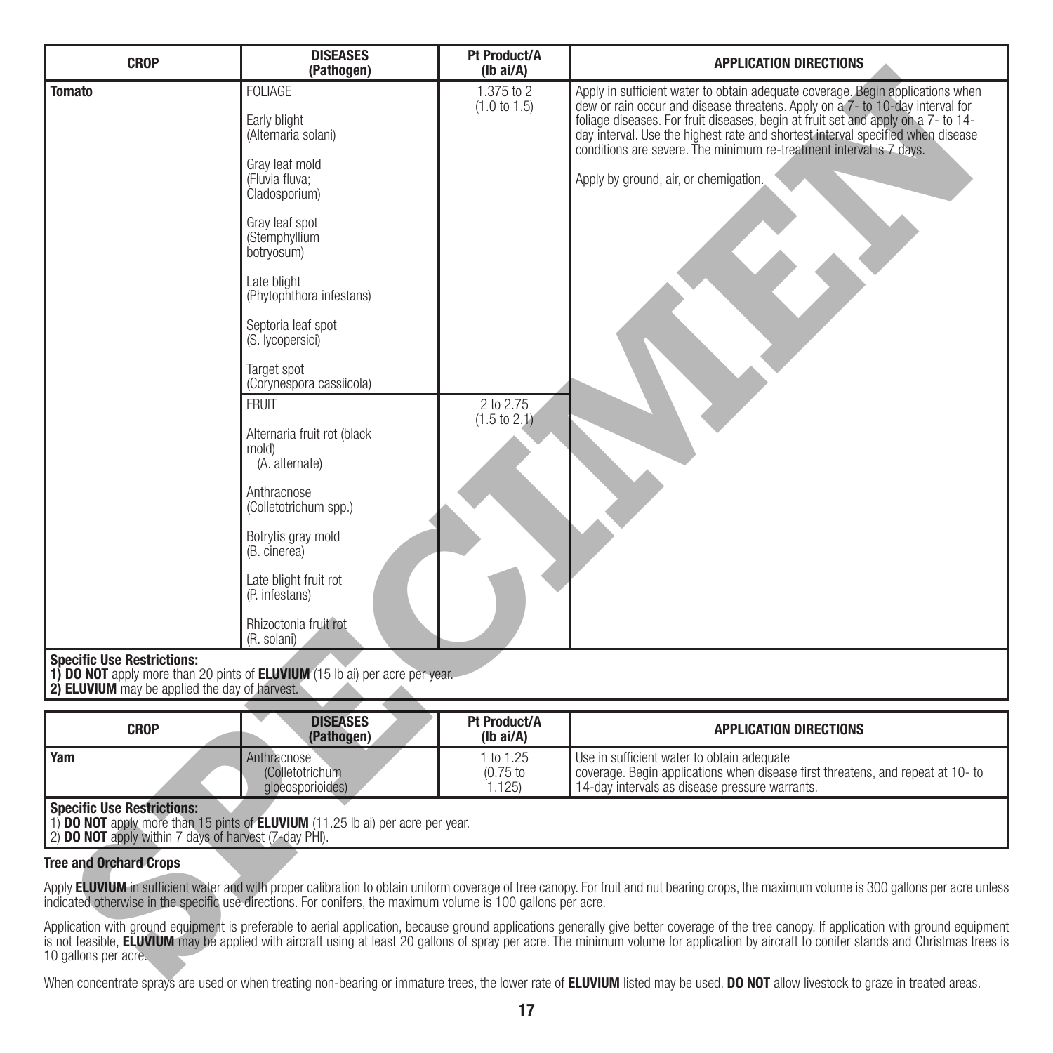| CROP | DISEASES (Pathogen) | Pt Product/A (lb ai/A) | APPLICATION DIRECTIONS |
|---|---|---|---|
| **Tomato** | FOLIAGE<br><br>Early blight (Alternaria solani)<br><br>Gray leaf mold (Fluvia fluva; Cladosporium)<br><br>Gray leaf spot (Stemphyllium botryosum)<br><br>Late blight (Phytophthora infestans)<br><br>Septoria leaf spot (S. lycopersici)<br><br>Target spot (Corynespora cassiicola) | 1.375 to 2 (1.0 to 1.5) | Apply in sufficient water to obtain adequate coverage. Begin applications when dew or rain occur and disease threatens. Apply on a 7- to 10-day interval for foliage diseases. For fruit diseases, begin at fruit set and apply on a 7- to 14-day interval. Use the highest rate and shortest interval specified when disease conditions are severe. The minimum re-treatment interval is 7 days.<br><br>Apply by ground, air, or chemigation. |
| | FRUIT<br><br>Alternaria fruit rot (black mold) (A. alternate)<br><br>Anthracnose (Colletotrichum spp.)<br><br>Botrytis gray mold (B. cinerea)<br><br>Late blight fruit rot (P. infestans)<br><br>Rhizoctonia fruit rot (R. solani) | 2 to 2.75 (1.5 to 2.1) | |
| **Specific Use Restrictions:**<br>**1) DO NOT** apply more than 20 pints of **ELUVIUM** (15 lb ai) per acre per year.<br>**2) ELUVIUM** may be applied the day of harvest. | | | |

| CROP | DISEASES (Pathogen) | Pt Product/A (lb ai/A) | APPLICATION DIRECTIONS |
|---|---|---|---|
| **Yam** | Anthracnose (Colletotrichum gloeosporioides) | 1 to 1.25 (0.75 to 1.125) | Use in sufficient water to obtain adequate coverage. Begin applications when disease first threatens, and repeat at 10- to 14-day intervals as disease pressure warrants. |
| **Specific Use Restrictions:**<br>1) **DO NOT** apply more than 15 pints of **ELUVIUM** (11.25 lb ai) per acre per year.<br>2) **DO NOT** apply within 7 days of harvest (7-day PHI). | | | |

### Tree and Orchard Crops

Apply **ELUVIUM** in sufficient water and with proper calibration to obtain uniform coverage of tree canopy. For fruit and nut bearing crops, the maximum volume is 300 gallons per acre unless indicated otherwise in the specific use directions. For conifers, the maximum volume is 100 gallons per acre.

Application with ground equipment is preferable to aerial application, because ground applications generally give better coverage of the tree canopy. If application with ground equipment is not feasible, **ELUVIUM** may be applied with aircraft using at least 20 gallons of spray per acre. The minimum volume for application by aircraft to conifer stands and Christmas trees is 10 gallons per acre.

When concentrate sprays are used or when treating non-bearing or immature trees, the lower rate of **ELUVIUM** listed may be used. **DO NOT** allow livestock to graze in treated areas.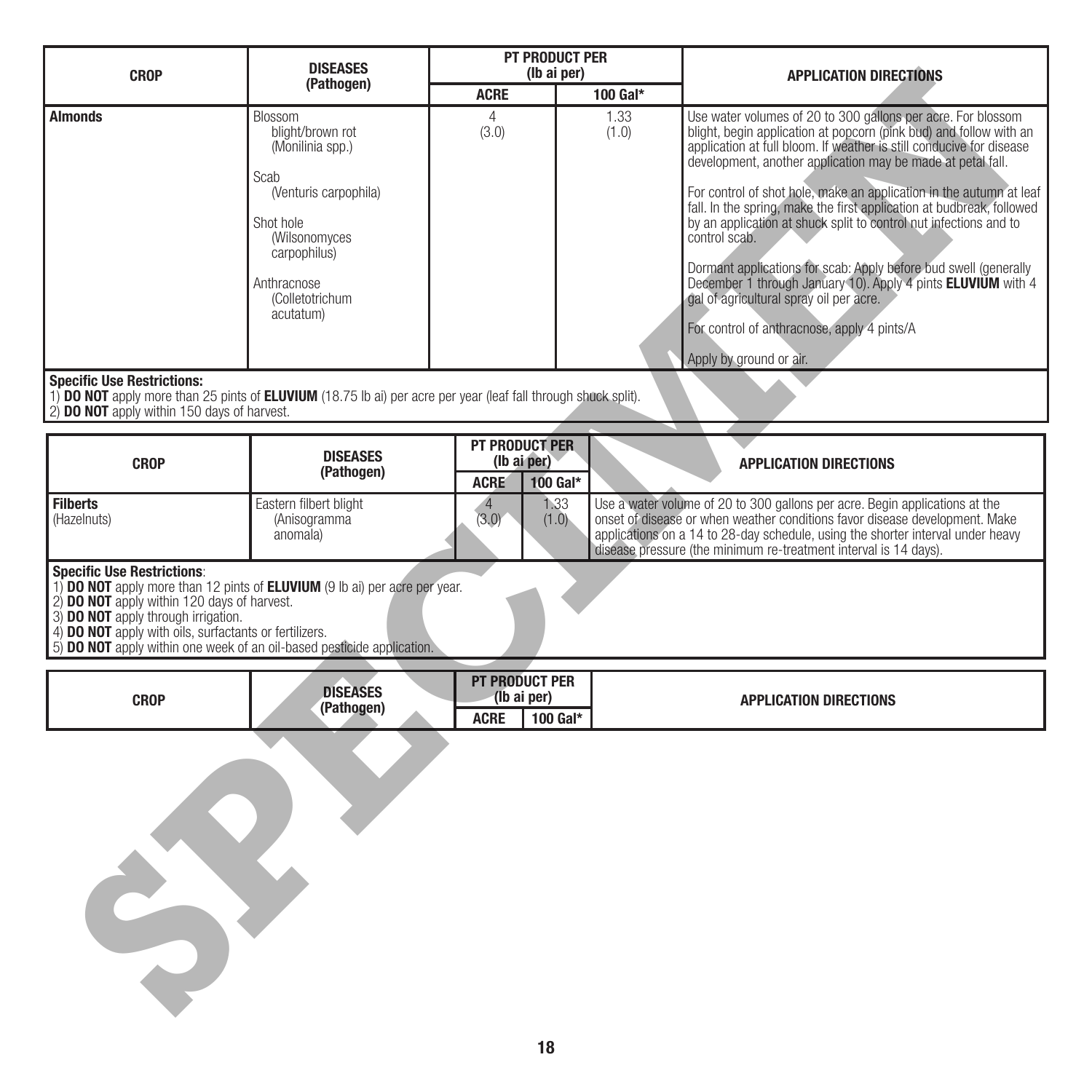| CROP | DISEASES (Pathogen) | PT PRODUCT PER (lb ai per) | | APPLICATION DIRECTIONS |
|---|---|---|---|---|
| | | ACRE | 100 Gal* | |
| **Almonds** | Blossom blight/brown rot (Monilinia spp.)<br><br>Scab (Venturis carpophila)<br><br>Shot hole (Wilsonomyces carpophilus)<br><br>Anthracnose (Colletotrichum acutatum) | 4 (3.0) | 1.33 (1.0) | Use water volumes of 20 to 300 gallons per acre. For blossom blight, begin application at popcorn (pink bud) and follow with an application at full bloom. If weather is still conducive for disease development, another application may be made at petal fall.<br><br>For control of shot hole, make an application in the autumn at leaf fall. In the spring, make the first application at budbreak, followed by an application at shuck split to control nut infections and to control scab.<br><br>Dormant applications for scab: Apply before bud swell (generally December 1 through January 10). Apply 4 pints **ELUVIUM** with 4 gal of agricultural spray oil per acre.<br><br>For control of anthracnose, apply 4 pints/A<br><br>Apply by ground or air. |

**Specific Use Restrictions:**
1) **DO NOT** apply more than 25 pints of **ELUVIUM** (18.75 lb ai) per acre per year (leaf fall through shuck split).
2) **DO NOT** apply within 150 days of harvest.

| CROP | DISEASES (Pathogen) | PT PRODUCT PER (lb ai per) | | APPLICATION DIRECTIONS |
|---|---|---|---|---|
| | | ACRE | 100 Gal* | |
| **Filberts** (Hazelnuts) | Eastern filbert blight (Anisogramma anomala) | 4 (3.0) | 1.33 (1.0) | Use a water volume of 20 to 300 gallons per acre. Begin applications at the onset of disease or when weather conditions favor disease development. Make applications on a 14 to 28-day schedule, using the shorter interval under heavy disease pressure (the minimum re-treatment interval is 14 days). |

**Specific Use Restrictions**:
1) **DO NOT** apply more than 12 pints of **ELUVIUM** (9 lb ai) per acre per year.
2) **DO NOT** apply within 120 days of harvest.
3) **DO NOT** apply through irrigation.
4) **DO NOT** apply with oils, surfactants or fertilizers.
5) **DO NOT** apply within one week of an oil-based pesticide application.

| CROP | DISEASES (Pathogen) | PT PRODUCT PER (lb ai per) | | APPLICATION DIRECTIONS |
|---|---|---|---|---|
| | | ACRE | 100 Gal* | |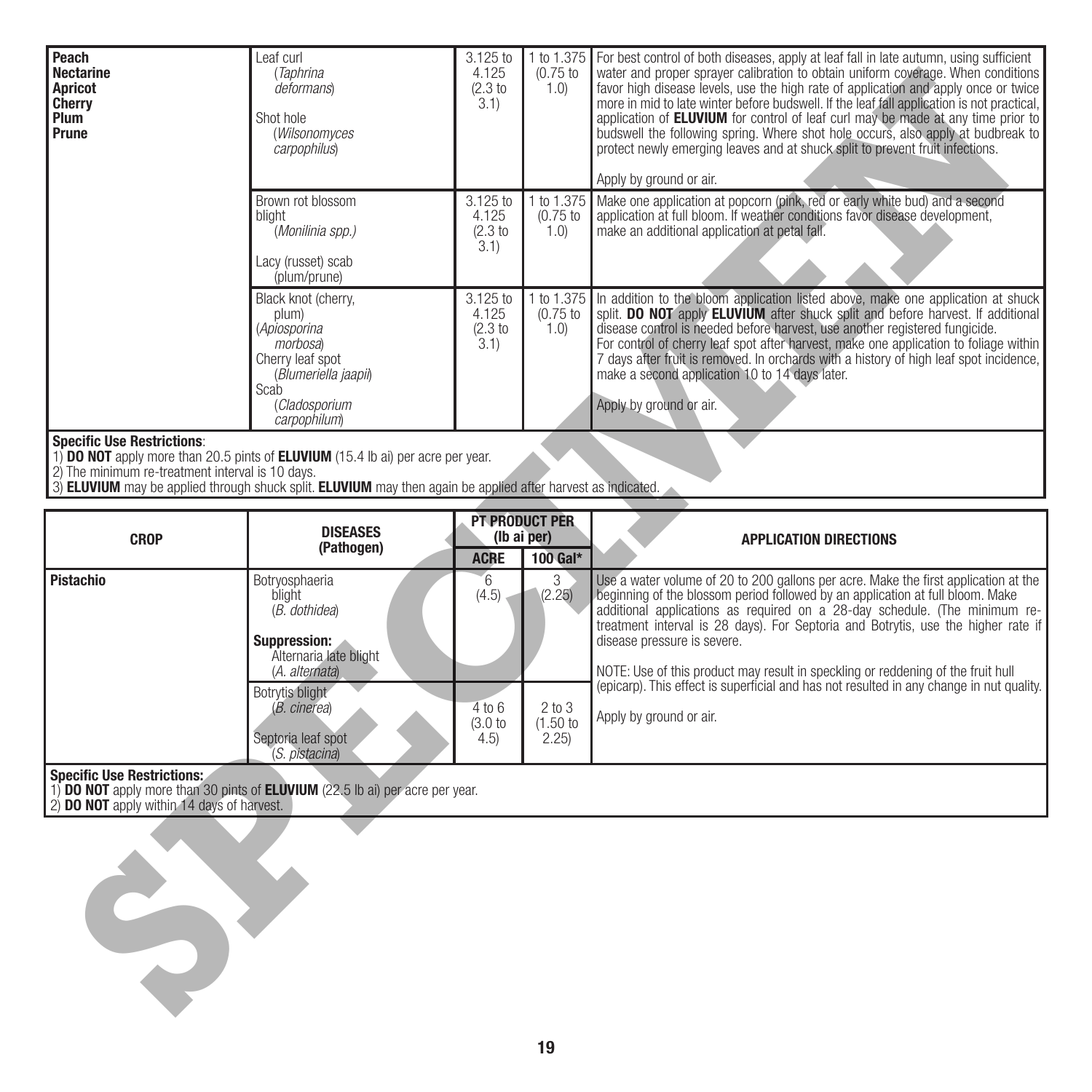| CROP | DISEASES (Pathogen) | PT PRODUCT PER (lb ai per) | | APPLICATION DIRECTIONS |
|---|---|---|---|---|
| | | ACRE | 100 Gal* | |
| **Peach**<br>**Nectarine**<br>**Apricot**<br>**Cherry**<br>**Plum**<br>**Prune** | Leaf curl (*Taphrina deformans*)<br><br>Shot hole (*Wilsonomyces carpophilus*) | 3.125 to 4.125 (2.3 to 3.1) | 1 to 1.375 (0.75 to 1.0) | For best control of both diseases, apply at leaf fall in late autumn, using sufficient water and proper sprayer calibration to obtain uniform coverage. When conditions favor high disease levels, use the high rate of application and apply once or twice more in mid to late winter before budswell. If the leaf fall application is not practical, application of **ELUVIUM** for control of leaf curl may be made at any time prior to budswell the following spring. Where shot hole occurs, also apply at budbreak to protect newly emerging leaves and at shuck split to prevent fruit infections.<br><br>Apply by ground or air. |
| | Brown rot blossom blight (*Monilinia spp.)*<br><br>Lacy (russet) scab (plum/prune) | 3.125 to 4.125 (2.3 to 3.1) | 1 to 1.375 (0.75 to 1.0) | Make one application at popcorn (pink, red or early white bud) and a second application at full bloom. If weather conditions favor disease development, make an additional application at petal fall. |
| | Black knot (cherry, plum) (*Apiosporina morbosa*)<br>Cherry leaf spot (*Blumeriella jaapii*)<br>Scab (*Cladosporium carpophilum*) | 3.125 to 4.125 (2.3 to 3.1) | 1 to 1.375 (0.75 to 1.0) | In addition to the bloom application listed above, make one application at shuck split. **DO NOT** apply **ELUVIUM** after shuck split and before harvest. If additional disease control is needed before harvest, use another registered fungicide. For control of cherry leaf spot after harvest, make one application to foliage within 7 days after fruit is removed. In orchards with a history of high leaf spot incidence, make a second application 10 to 14 days later.<br><br>Apply by ground or air. |

**Specific Use Restrictions**:
1) **DO NOT** apply more than 20.5 pints of **ELUVIUM** (15.4 lb ai) per acre per year.
2) The minimum re-treatment interval is 10 days.
3) **ELUVIUM** may be applied through shuck split. **ELUVIUM** may then again be applied after harvest as indicated.

| CROP | DISEASES (Pathogen) | PT PRODUCT PER (lb ai per) | | APPLICATION DIRECTIONS |
|---|---|---|---|---|
| | | ACRE | 100 Gal* | |
| **Pistachio** | Botryosphaeria blight (*B. dothidea*)<br><br>**Suppression:**<br>Alternaria late blight (*A. alternata*) | 6 (4.5) | 3 (2.25) | Use a water volume of 20 to 200 gallons per acre. Make the first application at the beginning of the blossom period followed by an application at full bloom. Make additional applications as required on a 28-day schedule. (The minimum re-treatment interval is 28 days). For Septoria and Botrytis, use the higher rate if disease pressure is severe.<br><br>NOTE: Use of this product may result in speckling or reddening of the fruit hull (epicarp). This effect is superficial and has not resulted in any change in nut quality.<br><br>Apply by ground or air. |
| | Botrytis blight (*B. cinerea*)<br><br>Septoria leaf spot (*S. pistacina*) | 4 to 6 (3.0 to 4.5) | 2 to 3 (1.50 to 2.25) | |

**Specific Use Restrictions:**
1) **DO NOT** apply more than 30 pints of **ELUVIUM** (22.5 lb ai) per acre per year.
2) **DO NOT** apply within 14 days of harvest.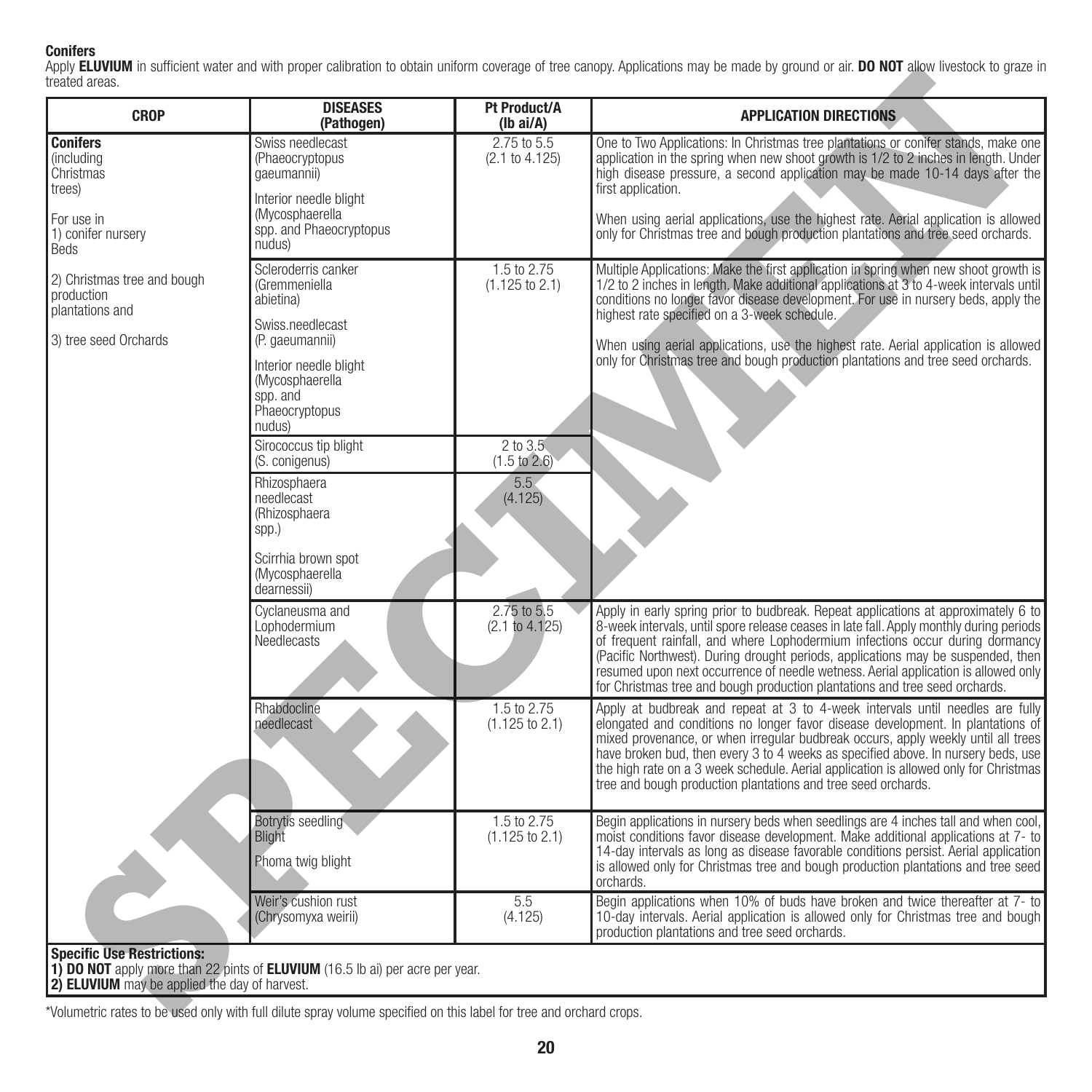**Conifers**

Apply **ELUVIUM** in sufficient water and with proper calibration to obtain uniform coverage of tree canopy. Applications may be made by ground or air. **DO NOT** allow livestock to graze in treated areas.

| CROP | DISEASES (Pathogen) | Pt Product/A (lb ai/A) | APPLICATION DIRECTIONS |
|---|---|---|---|
| **Conifers** (including Christmas trees)<br><br>For use in<br>1) conifer nursery Beds<br><br>2) Christmas tree and bough production plantations and<br><br>3) tree seed Orchards | Swiss needlecast (Phaeocryptopus gaeumannii)<br><br>Interior needle blight (Mycosphaerella spp. and Phaeocryptopus nudus) | 2.75 to 5.5 (2.1 to 4.125) | One to Two Applications: In Christmas tree plantations or conifer stands, make one application in the spring when new shoot growth is 1/2 to 2 inches in length. Under high disease pressure, a second application may be made 10-14 days after the first application.<br><br>When using aerial applications, use the highest rate. Aerial application is allowed only for Christmas tree and bough production plantations and tree seed orchards. |
| | Scleroderris canker (Gremmeniella abietina)<br><br>Swiss.needlecast (P. gaeumannii)<br><br>Interior needle blight (Mycosphaerella spp. and Phaeocryptopus nudus) | 1.5 to 2.75 (1.125 to 2.1) | Multiple Applications: Make the first application in spring when new shoot growth is 1/2 to 2 inches in length. Make additional applications at 3 to 4-week intervals until conditions no longer favor disease development. For use in nursery beds, apply the highest rate specified on a 3-week schedule.<br><br>When using aerial applications, use the highest rate. Aerial application is allowed only for Christmas tree and bough production plantations and tree seed orchards. |
| | Sirococcus tip blight (S. conigenus) | 2 to 3.5 (1.5 to 2.6) | |
| | Rhizosphaera needlecast (Rhizosphaera spp.)<br><br>Scirrhia brown spot (Mycosphaerella dearnessii) | 5.5 (4.125) | |
| | Cyclaneusma and Lophodermium Needlecasts | 2.75 to 5.5 (2.1 to 4.125) | Apply in early spring prior to budbreak. Repeat applications at approximately 6 to 8-week intervals, until spore release ceases in late fall. Apply monthly during periods of frequent rainfall, and where Lophodermium infections occur during dormancy (Pacific Northwest). During drought periods, applications may be suspended, then resumed upon next occurrence of needle wetness. Aerial application is allowed only for Christmas tree and bough production plantations and tree seed orchards. |
| | Rhabdocline needlecast | 1.5 to 2.75 (1.125 to 2.1) | Apply at budbreak and repeat at 3 to 4-week intervals until needles are fully elongated and conditions no longer favor disease development. In plantations of mixed provenance, or when irregular budbreak occurs, apply weekly until all trees have broken bud, then every 3 to 4 weeks as specified above. In nursery beds, use the high rate on a 3 week schedule. Aerial application is allowed only for Christmas tree and bough production plantations and tree seed orchards. |
| | Botrytis seedling Blight<br><br>Phoma twig blight | 1.5 to 2.75 (1.125 to 2.1) | Begin applications in nursery beds when seedlings are 4 inches tall and when cool, moist conditions favor disease development. Make additional applications at 7- to 14-day intervals as long as disease favorable conditions persist. Aerial application is allowed only for Christmas tree and bough production plantations and tree seed orchards. |
| | Weir's cushion rust (Chrysomyxa weirii) | 5.5 (4.125) | Begin applications when 10% of buds have broken and twice thereafter at 7- to 10-day intervals. Aerial application is allowed only for Christmas tree and bough production plantations and tree seed orchards. |

**Specific Use Restrictions:**
**1) DO NOT** apply more than 22 pints of **ELUVIUM** (16.5 lb ai) per acre per year.
**2) ELUVIUM** may be applied the day of harvest.

*Volumetric rates to be used only with full dilute spray volume specified on this label for tree and orchard crops.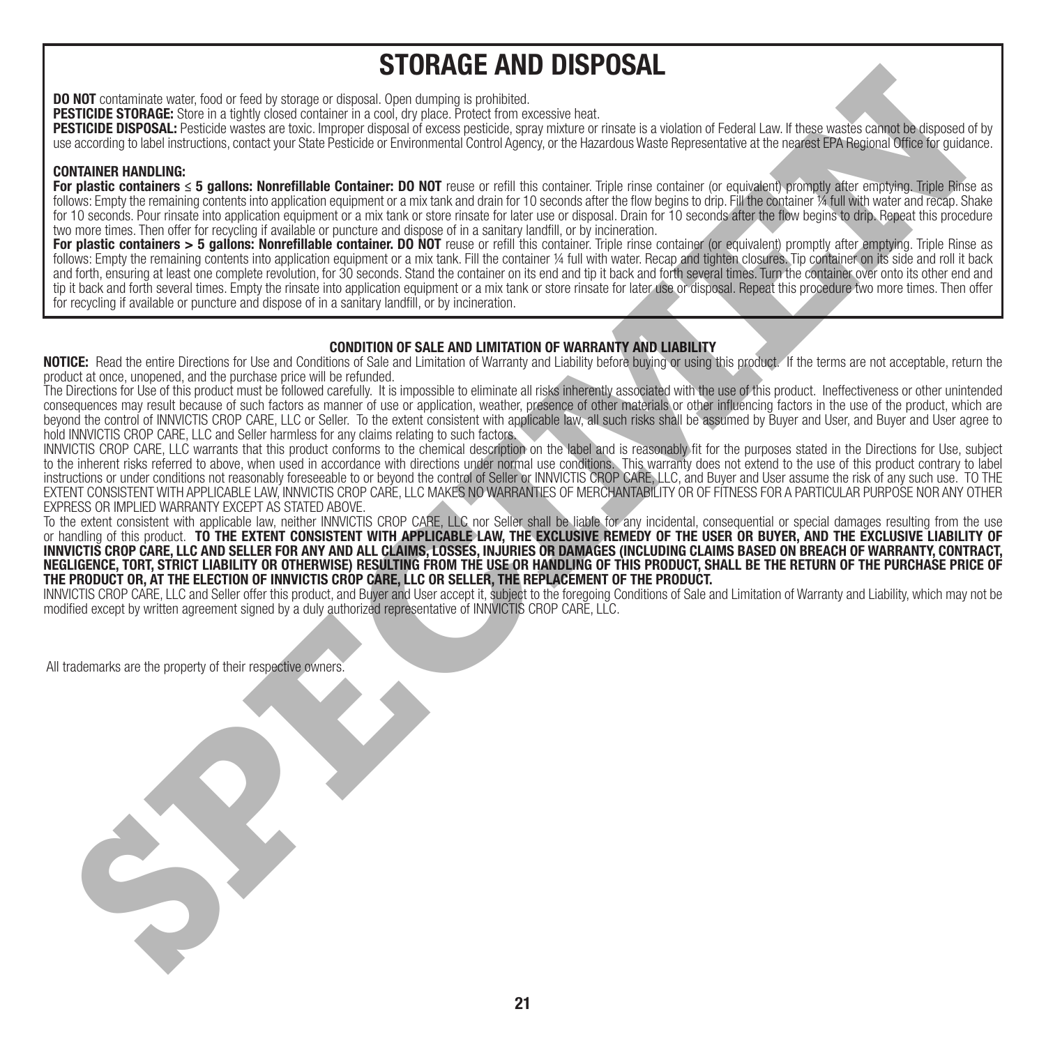# STORAGE AND DISPOSAL

**DO NOT** contaminate water, food or feed by storage or disposal. Open dumping is prohibited.

**PESTICIDE STORAGE:** Store in a tightly closed container in a cool, dry place. Protect from excessive heat.

**PESTICIDE DISPOSAL:** Pesticide wastes are toxic. Improper disposal of excess pesticide, spray mixture or rinsate is a violation of Federal Law. If these wastes cannot be disposed of by use according to label instructions, contact your State Pesticide or Environmental Control Agency, or the Hazardous Waste Representative at the nearest EPA Regional Office for guidance.

**CONTAINER HANDLING:**

**For plastic containers ≤ 5 gallons: Nonrefillable Container: DO NOT** reuse or refill this container. Triple rinse container (or equivalent) promptly after emptying. Triple Rinse as follows: Empty the remaining contents into application equipment or a mix tank and drain for 10 seconds after the flow begins to drip. Fill the container ¼ full with water and recap. Shake for 10 seconds. Pour rinsate into application equipment or a mix tank or store rinsate for later use or disposal. Drain for 10 seconds after the flow begins to drip. Repeat this procedure two more times. Then offer for recycling if available or puncture and dispose of in a sanitary landfill, or by incineration.

**For plastic containers > 5 gallons: Nonrefillable container. DO NOT** reuse or refill this container. Triple rinse container (or equivalent) promptly after emptying. Triple Rinse as follows: Empty the remaining contents into application equipment or a mix tank. Fill the container ¼ full with water. Recap and tighten closures. Tip container on its side and roll it back and forth, ensuring at least one complete revolution, for 30 seconds. Stand the container on its end and tip it back and forth several times. Turn the container over onto its other end and tip it back and forth several times. Empty the rinsate into application equipment or a mix tank or store rinsate for later use or disposal. Repeat this procedure two more times. Then offer for recycling if available or puncture and dispose of in a sanitary landfill, or by incineration.

## CONDITION OF SALE AND LIMITATION OF WARRANTY AND LIABILITY

**NOTICE:** Read the entire Directions for Use and Conditions of Sale and Limitation of Warranty and Liability before buying or using this product. If the terms are not acceptable, return the product at once, unopened, and the purchase price will be refunded.

The Directions for Use of this product must be followed carefully. It is impossible to eliminate all risks inherently associated with the use of this product. Ineffectiveness or other unintended consequences may result because of such factors as manner of use or application, weather, presence of other materials or other influencing factors in the use of the product, which are beyond the control of INNVICTIS CROP CARE, LLC or Seller. To the extent consistent with applicable law, all such risks shall be assumed by Buyer and User, and Buyer and User agree to hold INNVICTIS CROP CARE, LLC and Seller harmless for any claims relating to such factors.

INNVICTIS CROP CARE, LLC warrants that this product conforms to the chemical description on the label and is reasonably fit for the purposes stated in the Directions for Use, subject to the inherent risks referred to above, when used in accordance with directions under normal use conditions. This warranty does not extend to the use of this product contrary to label instructions or under conditions not reasonably foreseeable to or beyond the control of Seller or INNVICTIS CROP CARE, LLC, and Buyer and User assume the risk of any such use. TO THE EXTENT CONSISTENT WITH APPLICABLE LAW, INNVICTIS CROP CARE, LLC MAKES NO WARRANTIES OF MERCHANTABILITY OR OF FITNESS FOR A PARTICULAR PURPOSE NOR ANY OTHER EXPRESS OR IMPLIED WARRANTY EXCEPT AS STATED ABOVE.

To the extent consistent with applicable law, neither INNVICTIS CROP CARE, LLC nor Seller shall be liable for any incidental, consequential or special damages resulting from the use or handling of this product. **TO THE EXTENT CONSISTENT WITH APPLICABLE LAW, THE EXCLUSIVE REMEDY OF THE USER OR BUYER, AND THE EXCLUSIVE LIABILITY OF INNVICTIS CROP CARE, LLC AND SELLER FOR ANY AND ALL CLAIMS, LOSSES, INJURIES OR DAMAGES (INCLUDING CLAIMS BASED ON BREACH OF WARRANTY, CONTRACT, NEGLIGENCE, TORT, STRICT LIABILITY OR OTHERWISE) RESULTING FROM THE USE OR HANDLING OF THIS PRODUCT, SHALL BE THE RETURN OF THE PURCHASE PRICE OF THE PRODUCT OR, AT THE ELECTION OF INNVICTIS CROP CARE, LLC OR SELLER, THE REPLACEMENT OF THE PRODUCT.**

INNVICTIS CROP CARE, LLC and Seller offer this product, and Buyer and User accept it, subject to the foregoing Conditions of Sale and Limitation of Warranty and Liability, which may not be modified except by written agreement signed by a duly authorized representative of INNVICTIS CROP CARE, LLC.

All trademarks are the property of their respective owners.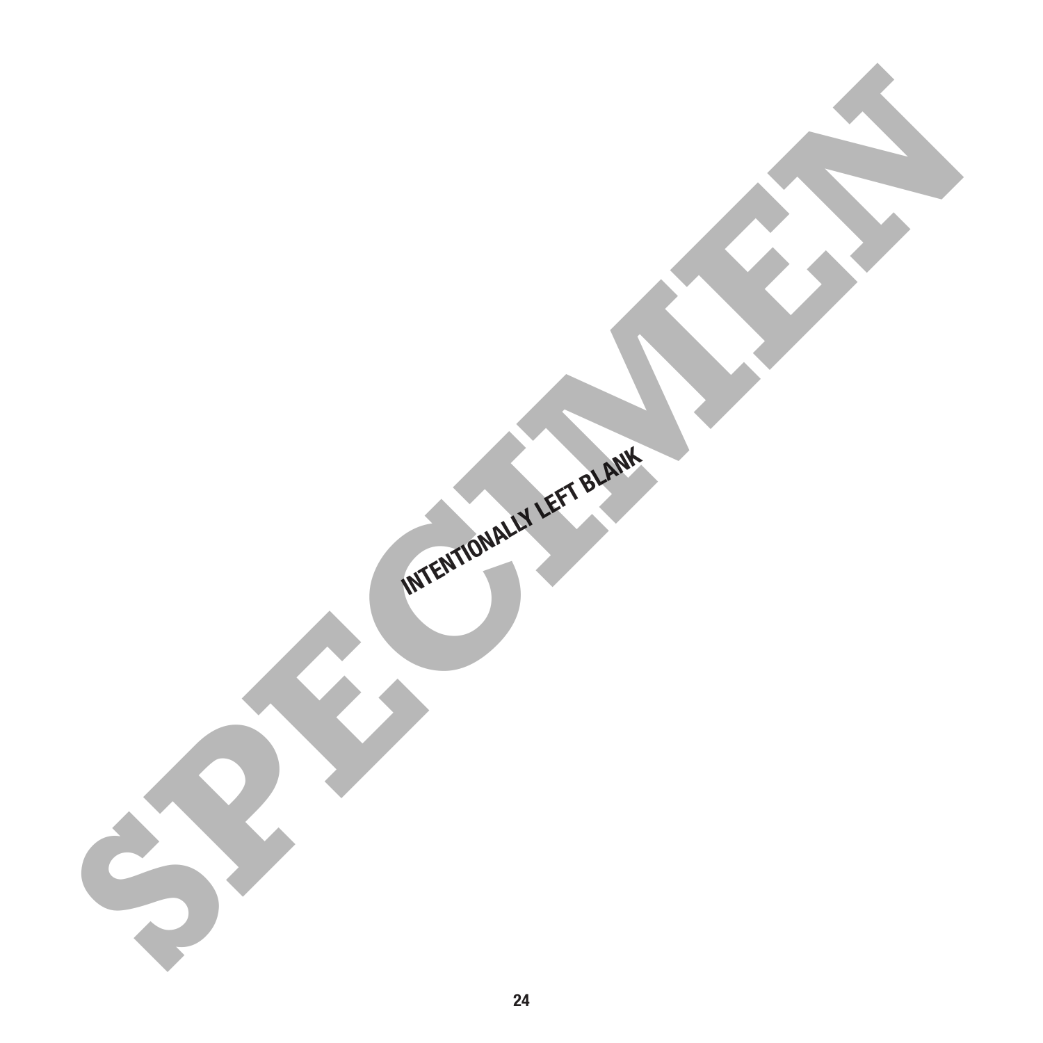SPECIMEN

INTENTIONALLY LEFT BLANK